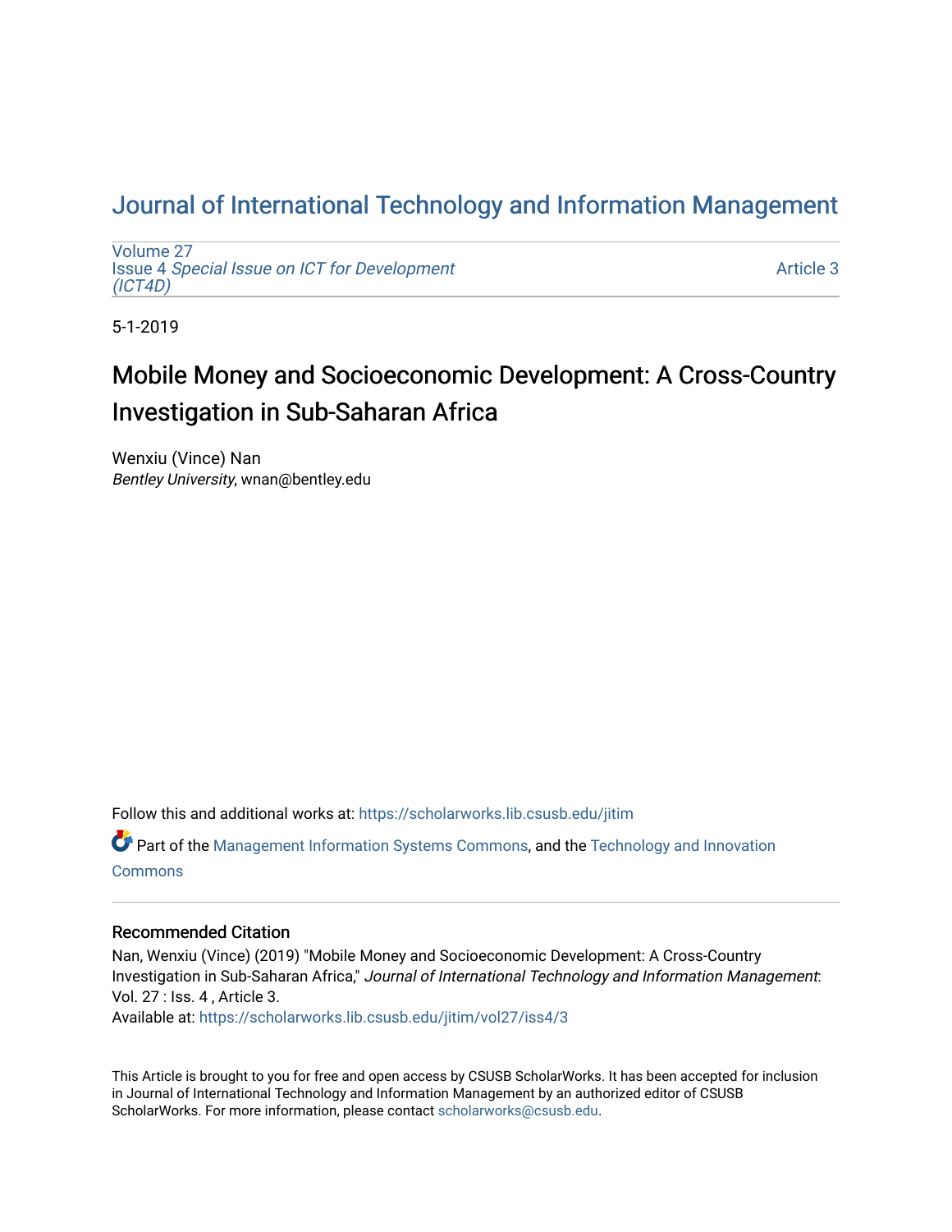# Journal of International Technology and Information Management

Volume 27
Issue 4 *Special Issue on ICT for Development (ICT4D)*

Article 3

5-1-2019

## Mobile Money and Socioeconomic Development: A Cross-Country Investigation in Sub-Saharan Africa

Wenxiu (Vince) Nan
*Bentley University*, wnan@bentley.edu

Follow this and additional works at: https://scholarworks.lib.csusb.edu/jitim

Part of the Management Information Systems Commons, and the Technology and Innovation Commons

### Recommended Citation

Nan, Wenxiu (Vince) (2019) "Mobile Money and Socioeconomic Development: A Cross-Country Investigation in Sub-Saharan Africa," *Journal of International Technology and Information Management*: Vol. 27 : Iss. 4 , Article 3.
Available at: https://scholarworks.lib.csusb.edu/jitim/vol27/iss4/3

This Article is brought to you for free and open access by CSUSB ScholarWorks. It has been accepted for inclusion in Journal of International Technology and Information Management by an authorized editor of CSUSB ScholarWorks. For more information, please contact scholarworks@csusb.edu.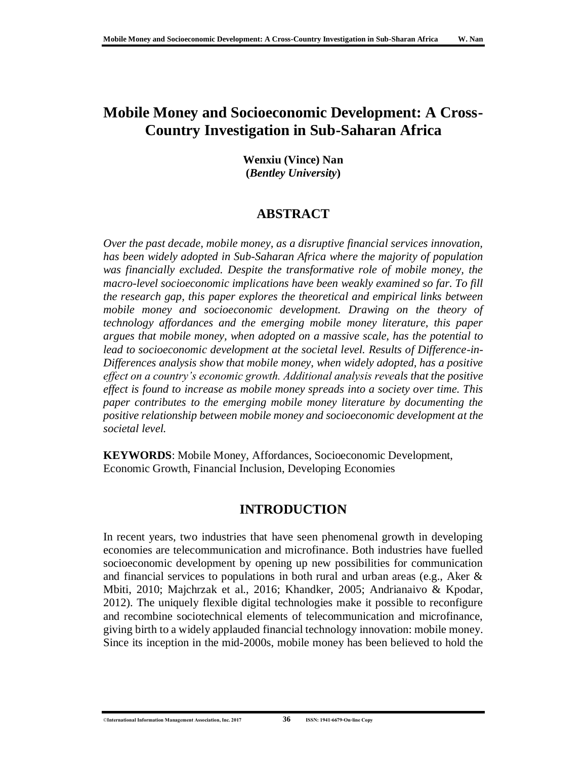# Mobile Money and Socioeconomic Development: A Cross-Country Investigation in Sub-Saharan Africa

**Wenxiu (Vince) Nan**
**(*Bentley University*)**

## ABSTRACT

*Over the past decade, mobile money, as a disruptive financial services innovation, has been widely adopted in Sub-Saharan Africa where the majority of population was financially excluded. Despite the transformative role of mobile money, the macro-level socioeconomic implications have been weakly examined so far. To fill the research gap, this paper explores the theoretical and empirical links between mobile money and socioeconomic development. Drawing on the theory of technology affordances and the emerging mobile money literature, this paper argues that mobile money, when adopted on a massive scale, has the potential to lead to socioeconomic development at the societal level. Results of Difference-in-Differences analysis show that mobile money, when widely adopted, has a positive effect on a country's economic growth. Additional analysis reveals that the positive effect is found to increase as mobile money spreads into a society over time. This paper contributes to the emerging mobile money literature by documenting the positive relationship between mobile money and socioeconomic development at the societal level.*

**KEYWORDS**: Mobile Money, Affordances, Socioeconomic Development, Economic Growth, Financial Inclusion, Developing Economies

## INTRODUCTION

In recent years, two industries that have seen phenomenal growth in developing economies are telecommunication and microfinance. Both industries have fuelled socioeconomic development by opening up new possibilities for communication and financial services to populations in both rural and urban areas (e.g., Aker & Mbiti, 2010; Majchrzak et al., 2016; Khandker, 2005; Andrianaivo & Kpodar, 2012). The uniquely flexible digital technologies make it possible to reconfigure and recombine sociotechnical elements of telecommunication and microfinance, giving birth to a widely applauded financial technology innovation: mobile money. Since its inception in the mid-2000s, mobile money has been believed to hold the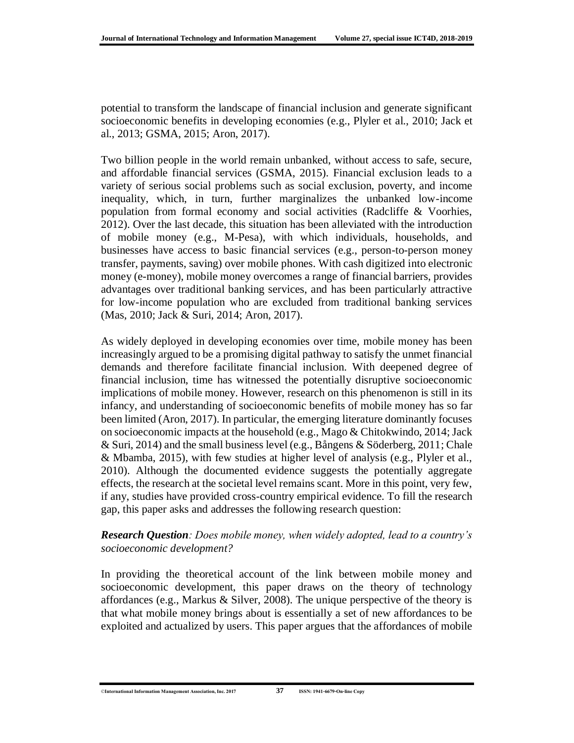potential to transform the landscape of financial inclusion and generate significant socioeconomic benefits in developing economies (e.g., Plyler et al., 2010; Jack et al., 2013; GSMA, 2015; Aron, 2017).

Two billion people in the world remain unbanked, without access to safe, secure, and affordable financial services (GSMA, 2015). Financial exclusion leads to a variety of serious social problems such as social exclusion, poverty, and income inequality, which, in turn, further marginalizes the unbanked low-income population from formal economy and social activities (Radcliffe & Voorhies, 2012). Over the last decade, this situation has been alleviated with the introduction of mobile money (e.g., M-Pesa), with which individuals, households, and businesses have access to basic financial services (e.g., person-to-person money transfer, payments, saving) over mobile phones. With cash digitized into electronic money (e-money), mobile money overcomes a range of financial barriers, provides advantages over traditional banking services, and has been particularly attractive for low-income population who are excluded from traditional banking services (Mas, 2010; Jack & Suri, 2014; Aron, 2017).

As widely deployed in developing economies over time, mobile money has been increasingly argued to be a promising digital pathway to satisfy the unmet financial demands and therefore facilitate financial inclusion. With deepened degree of financial inclusion, time has witnessed the potentially disruptive socioeconomic implications of mobile money. However, research on this phenomenon is still in its infancy, and understanding of socioeconomic benefits of mobile money has so far been limited (Aron, 2017). In particular, the emerging literature dominantly focuses on socioeconomic impacts at the household (e.g., Mago & Chitokwindo, 2014; Jack & Suri, 2014) and the small business level (e.g., Bångens & Söderberg, 2011; Chale & Mbamba, 2015), with few studies at higher level of analysis (e.g., Plyler et al., 2010). Although the documented evidence suggests the potentially aggregate effects, the research at the societal level remains scant. More in this point, very few, if any, studies have provided cross-country empirical evidence. To fill the research gap, this paper asks and addresses the following research question:

***Research Question****: Does mobile money, when widely adopted, lead to a country's socioeconomic development?*

In providing the theoretical account of the link between mobile money and socioeconomic development, this paper draws on the theory of technology affordances (e.g., Markus & Silver, 2008). The unique perspective of the theory is that what mobile money brings about is essentially a set of new affordances to be exploited and actualized by users. This paper argues that the affordances of mobile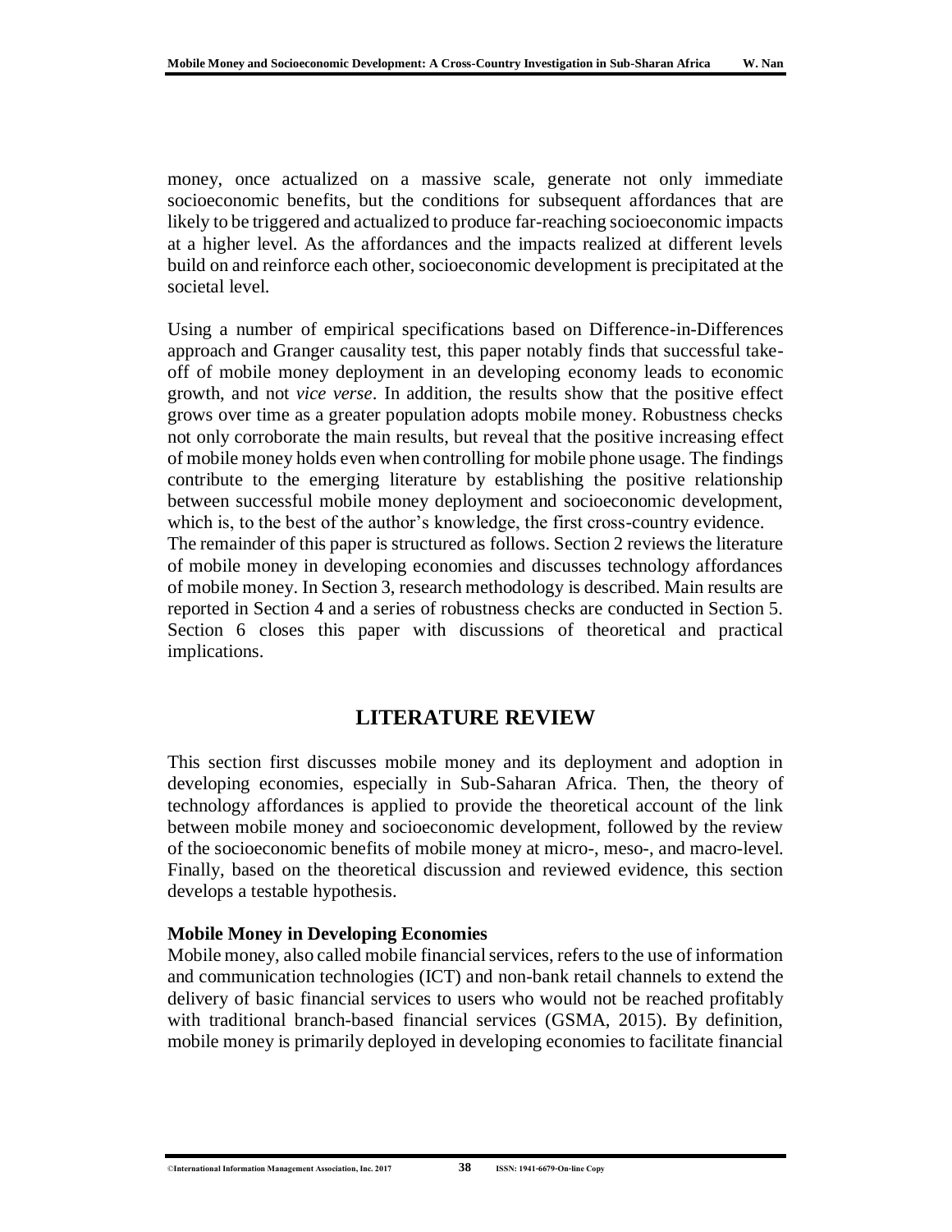money, once actualized on a massive scale, generate not only immediate socioeconomic benefits, but the conditions for subsequent affordances that are likely to be triggered and actualized to produce far-reaching socioeconomic impacts at a higher level. As the affordances and the impacts realized at different levels build on and reinforce each other, socioeconomic development is precipitated at the societal level.

Using a number of empirical specifications based on Difference-in-Differences approach and Granger causality test, this paper notably finds that successful take-off of mobile money deployment in an developing economy leads to economic growth, and not *vice verse*. In addition, the results show that the positive effect grows over time as a greater population adopts mobile money. Robustness checks not only corroborate the main results, but reveal that the positive increasing effect of mobile money holds even when controlling for mobile phone usage. The findings contribute to the emerging literature by establishing the positive relationship between successful mobile money deployment and socioeconomic development, which is, to the best of the author's knowledge, the first cross-country evidence.

The remainder of this paper is structured as follows. Section 2 reviews the literature of mobile money in developing economies and discusses technology affordances of mobile money. In Section 3, research methodology is described. Main results are reported in Section 4 and a series of robustness checks are conducted in Section 5. Section 6 closes this paper with discussions of theoretical and practical implications.

## LITERATURE REVIEW

This section first discusses mobile money and its deployment and adoption in developing economies, especially in Sub-Saharan Africa. Then, the theory of technology affordances is applied to provide the theoretical account of the link between mobile money and socioeconomic development, followed by the review of the socioeconomic benefits of mobile money at micro-, meso-, and macro-level. Finally, based on the theoretical discussion and reviewed evidence, this section develops a testable hypothesis.

### Mobile Money in Developing Economies

Mobile money, also called mobile financial services, refers to the use of information and communication technologies (ICT) and non-bank retail channels to extend the delivery of basic financial services to users who would not be reached profitably with traditional branch-based financial services (GSMA, 2015). By definition, mobile money is primarily deployed in developing economies to facilitate financial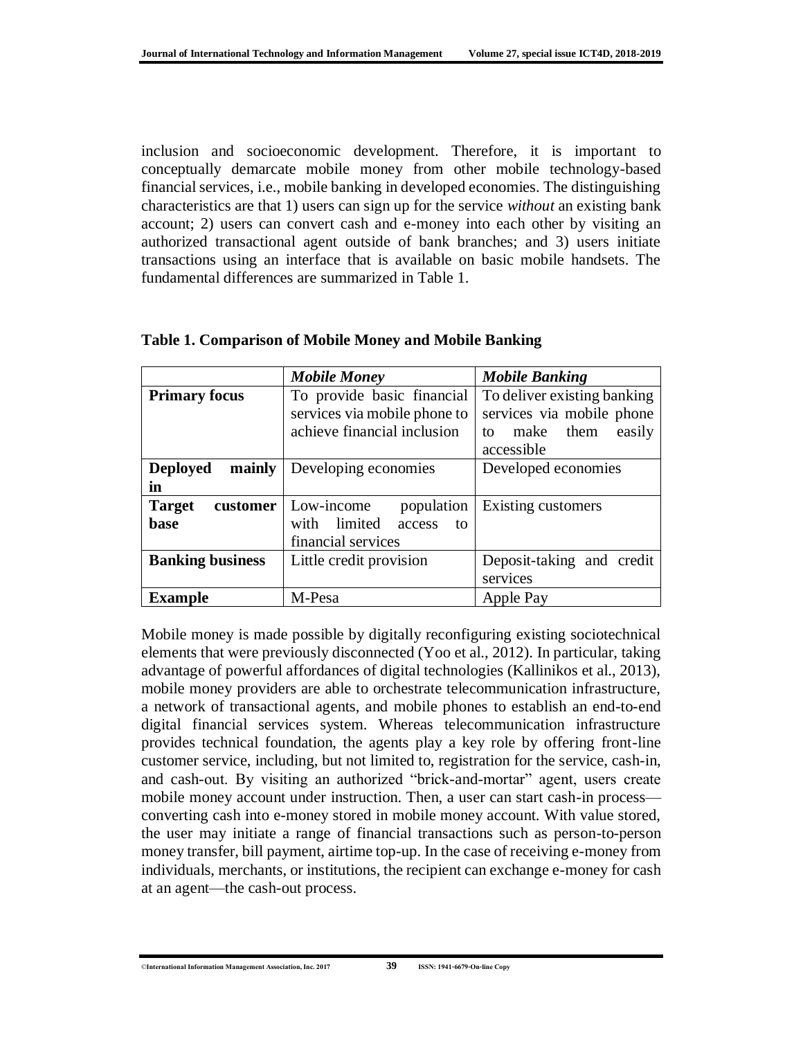inclusion and socioeconomic development. Therefore, it is important to conceptually demarcate mobile money from other mobile technology-based financial services, i.e., mobile banking in developed economies. The distinguishing characteristics are that 1) users can sign up for the service *without* an existing bank account; 2) users can convert cash and e-money into each other by visiting an authorized transactional agent outside of bank branches; and 3) users initiate transactions using an interface that is available on basic mobile handsets. The fundamental differences are summarized in Table 1.

**Table 1. Comparison of Mobile Money and Mobile Banking**

| | ***Mobile Money*** | ***Mobile Banking*** |
|---|---|---|
| **Primary focus** | To provide basic financial services via mobile phone to achieve financial inclusion | To deliver existing banking services via mobile phone to make them easily accessible |
| **Deployed mainly in** | Developing economies | Developed economies |
| **Target customer base** | Low-income population with limited access to financial services | Existing customers |
| **Banking business** | Little credit provision | Deposit-taking and credit services |
| **Example** | M-Pesa | Apple Pay |

Mobile money is made possible by digitally reconfiguring existing sociotechnical elements that were previously disconnected (Yoo et al., 2012). In particular, taking advantage of powerful affordances of digital technologies (Kallinikos et al., 2013), mobile money providers are able to orchestrate telecommunication infrastructure, a network of transactional agents, and mobile phones to establish an end-to-end digital financial services system. Whereas telecommunication infrastructure provides technical foundation, the agents play a key role by offering front-line customer service, including, but not limited to, registration for the service, cash-in, and cash-out. By visiting an authorized "brick-and-mortar" agent, users create mobile money account under instruction. Then, a user can start cash-in process—converting cash into e-money stored in mobile money account. With value stored, the user may initiate a range of financial transactions such as person-to-person money transfer, bill payment, airtime top-up. In the case of receiving e-money from individuals, merchants, or institutions, the recipient can exchange e-money for cash at an agent—the cash-out process.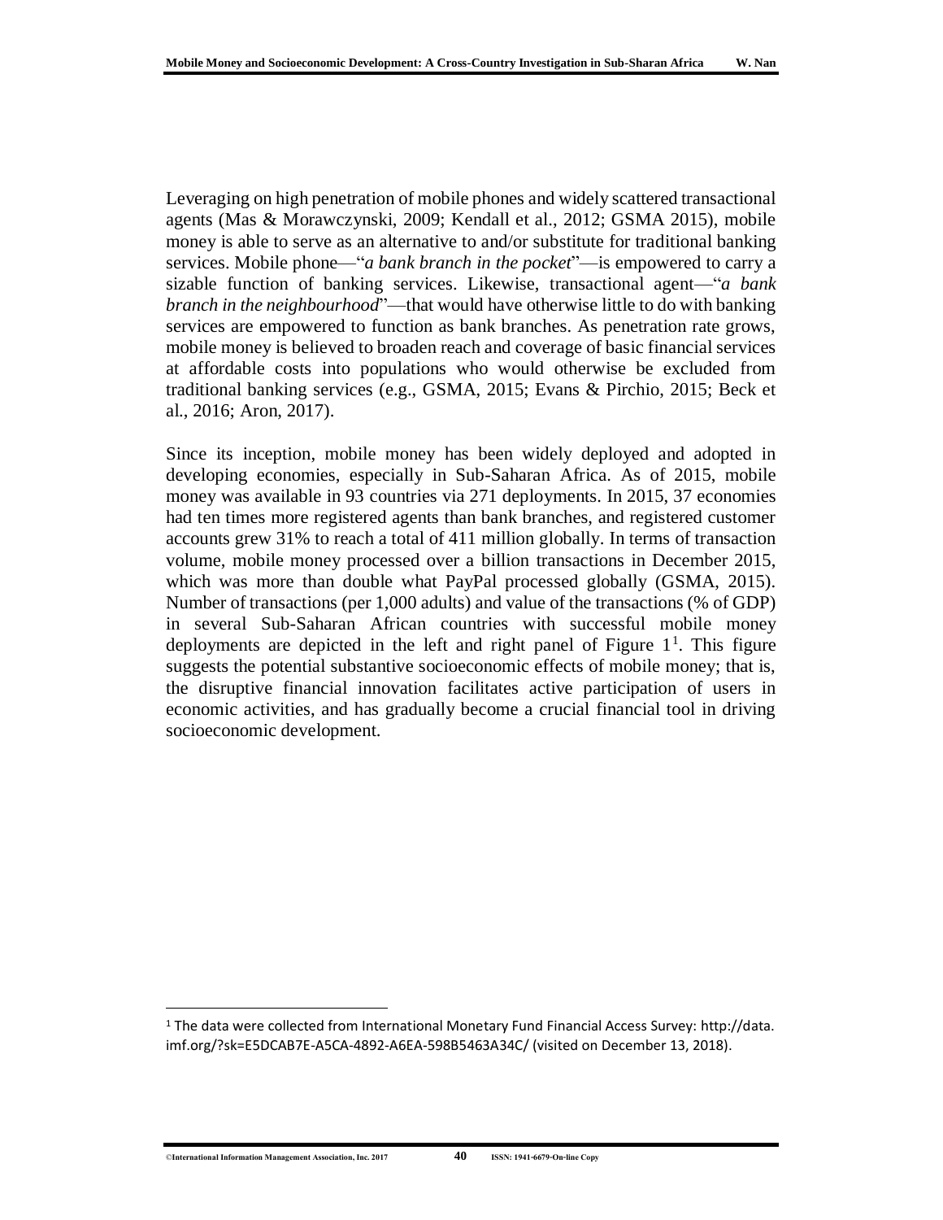Leveraging on high penetration of mobile phones and widely scattered transactional agents (Mas & Morawczynski, 2009; Kendall et al., 2012; GSMA 2015), mobile money is able to serve as an alternative to and/or substitute for traditional banking services. Mobile phone—"*a bank branch in the pocket*"—is empowered to carry a sizable function of banking services. Likewise, transactional agent—"*a bank branch in the neighbourhood*"—that would have otherwise little to do with banking services are empowered to function as bank branches. As penetration rate grows, mobile money is believed to broaden reach and coverage of basic financial services at affordable costs into populations who would otherwise be excluded from traditional banking services (e.g., GSMA, 2015; Evans & Pirchio, 2015; Beck et al., 2016; Aron, 2017).

Since its inception, mobile money has been widely deployed and adopted in developing economies, especially in Sub-Saharan Africa. As of 2015, mobile money was available in 93 countries via 271 deployments. In 2015, 37 economies had ten times more registered agents than bank branches, and registered customer accounts grew 31% to reach a total of 411 million globally. In terms of transaction volume, mobile money processed over a billion transactions in December 2015, which was more than double what PayPal processed globally (GSMA, 2015). Number of transactions (per 1,000 adults) and value of the transactions (% of GDP) in several Sub-Saharan African countries with successful mobile money deployments are depicted in the left and right panel of Figure 1[1]. This figure suggests the potential substantive socioeconomic effects of mobile money; that is, the disruptive financial innovation facilitates active participation of users in economic activities, and has gradually become a crucial financial tool in driving socioeconomic development.

[1] The data were collected from International Monetary Fund Financial Access Survey: http://data.imf.org/?sk=E5DCAB7E-A5CA-4892-A6EA-598B5463A34C/ (visited on December 13, 2018).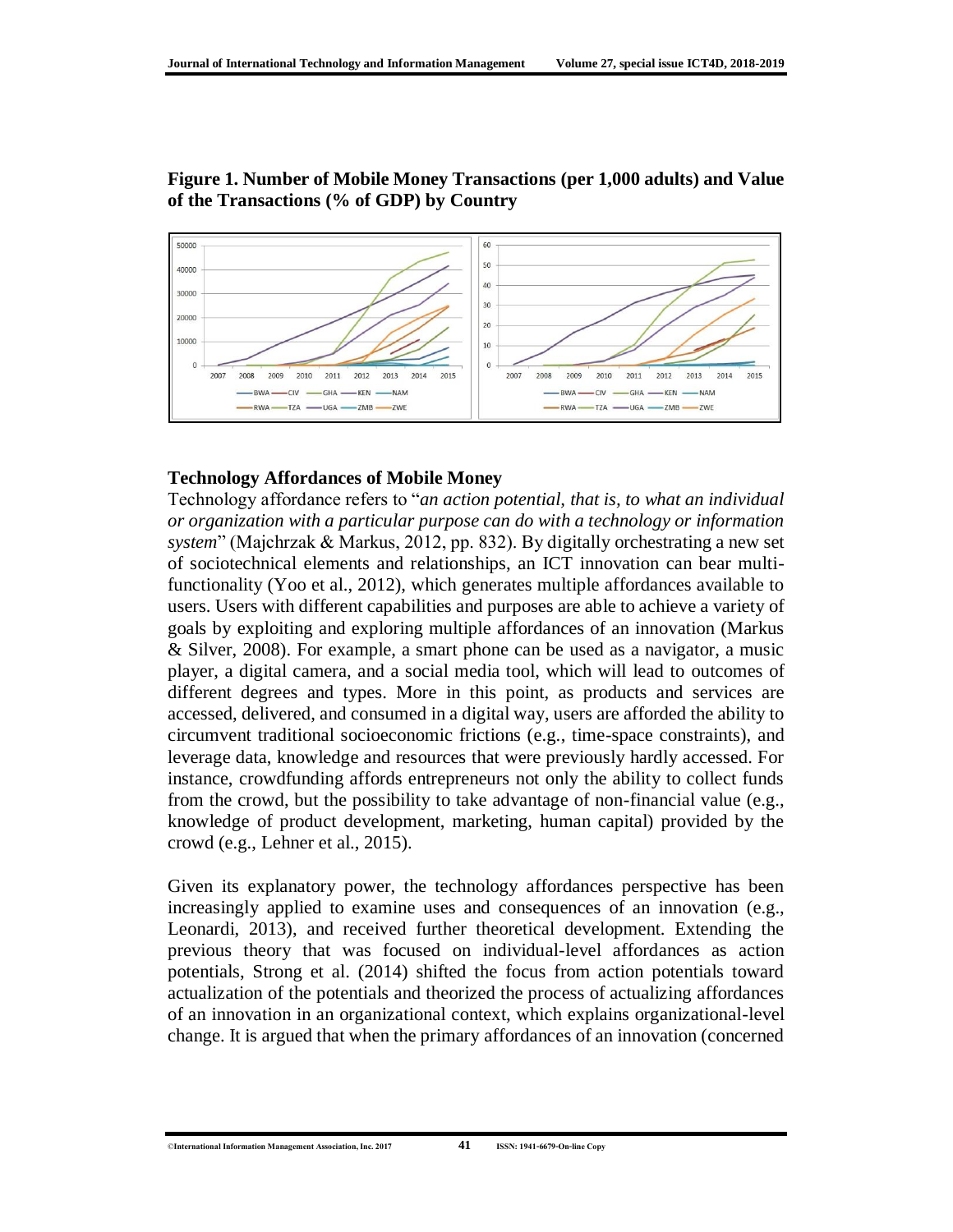**Figure 1. Number of Mobile Money Transactions (per 1,000 adults) and Value of the Transactions (% of GDP) by Country**

### Technology Affordances of Mobile Money

Technology affordance refers to "*an action potential, that is, to what an individual or organization with a particular purpose can do with a technology or information system*" (Majchrzak & Markus, 2012, pp. 832). By digitally orchestrating a new set of sociotechnical elements and relationships, an ICT innovation can bear multi-functionality (Yoo et al., 2012), which generates multiple affordances available to users. Users with different capabilities and purposes are able to achieve a variety of goals by exploiting and exploring multiple affordances of an innovation (Markus & Silver, 2008). For example, a smart phone can be used as a navigator, a music player, a digital camera, and a social media tool, which will lead to outcomes of different degrees and types. More in this point, as products and services are accessed, delivered, and consumed in a digital way, users are afforded the ability to circumvent traditional socioeconomic frictions (e.g., time-space constraints), and leverage data, knowledge and resources that were previously hardly accessed. For instance, crowdfunding affords entrepreneurs not only the ability to collect funds from the crowd, but the possibility to take advantage of non-financial value (e.g., knowledge of product development, marketing, human capital) provided by the crowd (e.g., Lehner et al., 2015).

Given its explanatory power, the technology affordances perspective has been increasingly applied to examine uses and consequences of an innovation (e.g., Leonardi, 2013), and received further theoretical development. Extending the previous theory that was focused on individual-level affordances as action potentials, Strong et al. (2014) shifted the focus from action potentials toward actualization of the potentials and theorized the process of actualizing affordances of an innovation in an organizational context, which explains organizational-level change. It is argued that when the primary affordances of an innovation (concerned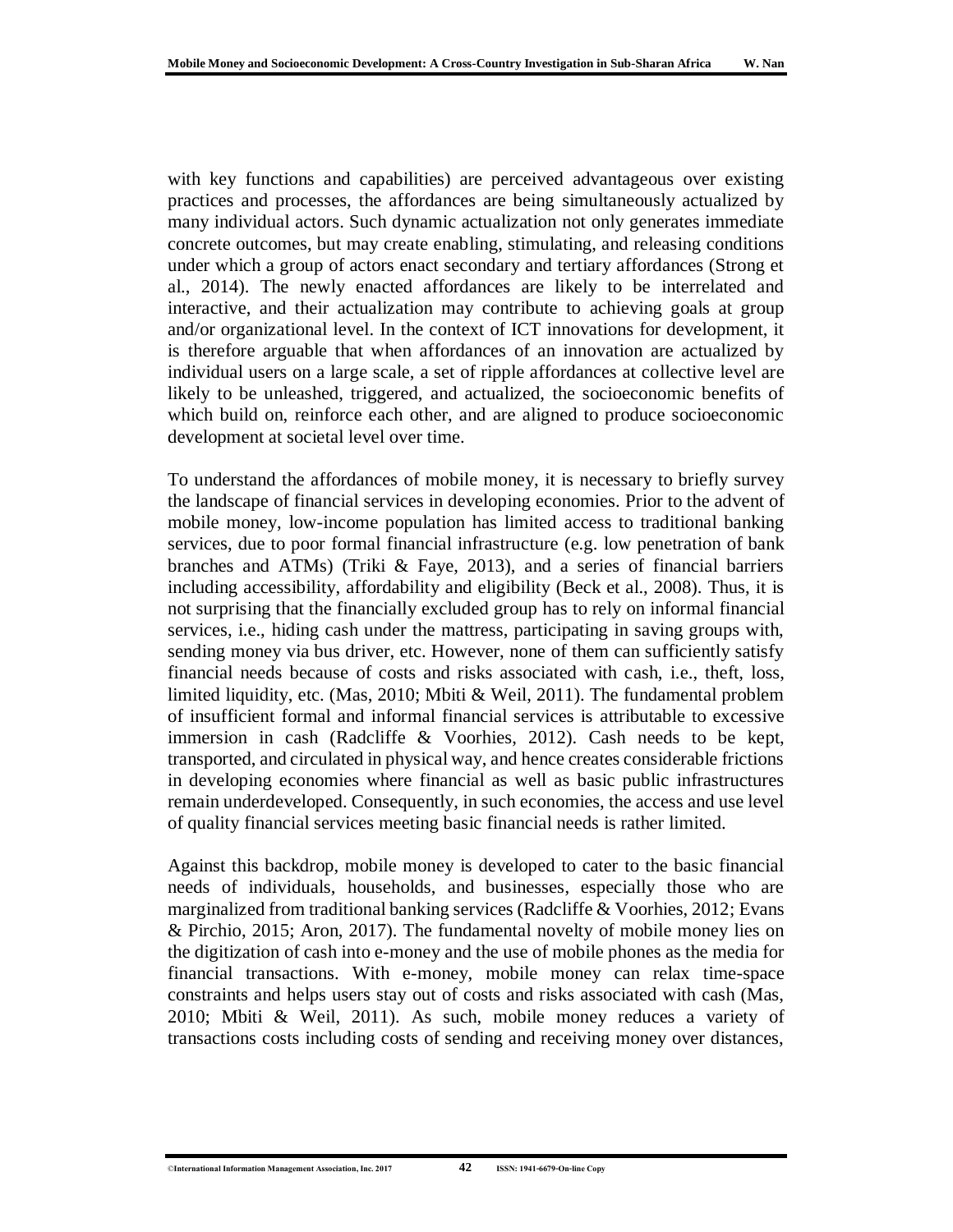with key functions and capabilities) are perceived advantageous over existing practices and processes, the affordances are being simultaneously actualized by many individual actors. Such dynamic actualization not only generates immediate concrete outcomes, but may create enabling, stimulating, and releasing conditions under which a group of actors enact secondary and tertiary affordances (Strong et al., 2014). The newly enacted affordances are likely to be interrelated and interactive, and their actualization may contribute to achieving goals at group and/or organizational level. In the context of ICT innovations for development, it is therefore arguable that when affordances of an innovation are actualized by individual users on a large scale, a set of ripple affordances at collective level are likely to be unleashed, triggered, and actualized, the socioeconomic benefits of which build on, reinforce each other, and are aligned to produce socioeconomic development at societal level over time.

To understand the affordances of mobile money, it is necessary to briefly survey the landscape of financial services in developing economies. Prior to the advent of mobile money, low-income population has limited access to traditional banking services, due to poor formal financial infrastructure (e.g. low penetration of bank branches and ATMs) (Triki & Faye, 2013), and a series of financial barriers including accessibility, affordability and eligibility (Beck et al., 2008). Thus, it is not surprising that the financially excluded group has to rely on informal financial services, i.e., hiding cash under the mattress, participating in saving groups with, sending money via bus driver, etc. However, none of them can sufficiently satisfy financial needs because of costs and risks associated with cash, i.e., theft, loss, limited liquidity, etc. (Mas, 2010; Mbiti & Weil, 2011). The fundamental problem of insufficient formal and informal financial services is attributable to excessive immersion in cash (Radcliffe & Voorhies, 2012). Cash needs to be kept, transported, and circulated in physical way, and hence creates considerable frictions in developing economies where financial as well as basic public infrastructures remain underdeveloped. Consequently, in such economies, the access and use level of quality financial services meeting basic financial needs is rather limited.

Against this backdrop, mobile money is developed to cater to the basic financial needs of individuals, households, and businesses, especially those who are marginalized from traditional banking services (Radcliffe & Voorhies, 2012; Evans & Pirchio, 2015; Aron, 2017). The fundamental novelty of mobile money lies on the digitization of cash into e-money and the use of mobile phones as the media for financial transactions. With e-money, mobile money can relax time-space constraints and helps users stay out of costs and risks associated with cash (Mas, 2010; Mbiti & Weil, 2011). As such, mobile money reduces a variety of transactions costs including costs of sending and receiving money over distances,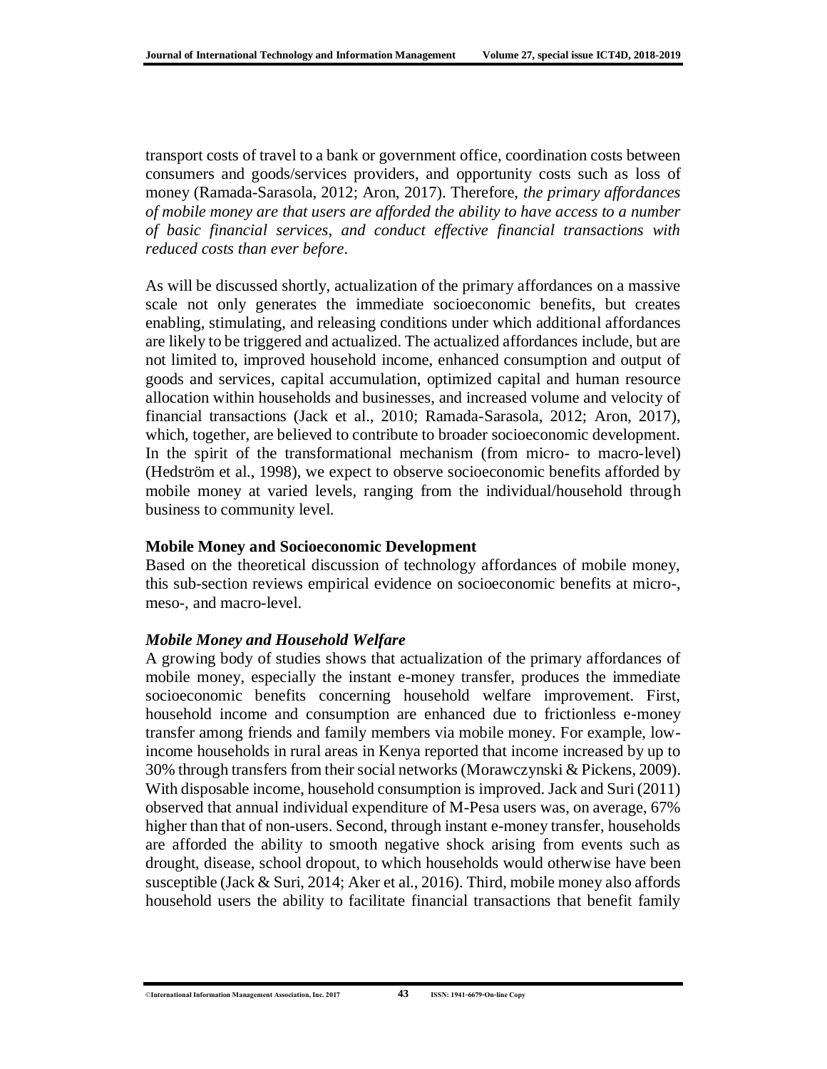transport costs of travel to a bank or government office, coordination costs between consumers and goods/services providers, and opportunity costs such as loss of money (Ramada-Sarasola, 2012; Aron, 2017). Therefore, *the primary affordances of mobile money are that users are afforded the ability to have access to a number of basic financial services, and conduct effective financial transactions with reduced costs than ever before*.

As will be discussed shortly, actualization of the primary affordances on a massive scale not only generates the immediate socioeconomic benefits, but creates enabling, stimulating, and releasing conditions under which additional affordances are likely to be triggered and actualized. The actualized affordances include, but are not limited to, improved household income, enhanced consumption and output of goods and services, capital accumulation, optimized capital and human resource allocation within households and businesses, and increased volume and velocity of financial transactions (Jack et al., 2010; Ramada-Sarasola, 2012; Aron, 2017), which, together, are believed to contribute to broader socioeconomic development. In the spirit of the transformational mechanism (from micro- to macro-level) (Hedström et al., 1998), we expect to observe socioeconomic benefits afforded by mobile money at varied levels, ranging from the individual/household through business to community level.

### Mobile Money and Socioeconomic Development

Based on the theoretical discussion of technology affordances of mobile money, this sub-section reviews empirical evidence on socioeconomic benefits at micro-, meso-, and macro-level.

#### *Mobile Money and Household Welfare*

A growing body of studies shows that actualization of the primary affordances of mobile money, especially the instant e-money transfer, produces the immediate socioeconomic benefits concerning household welfare improvement. First, household income and consumption are enhanced due to frictionless e-money transfer among friends and family members via mobile money. For example, low-income households in rural areas in Kenya reported that income increased by up to 30% through transfers from their social networks (Morawczynski & Pickens, 2009). With disposable income, household consumption is improved. Jack and Suri (2011) observed that annual individual expenditure of M-Pesa users was, on average, 67% higher than that of non-users. Second, through instant e-money transfer, households are afforded the ability to smooth negative shock arising from events such as drought, disease, school dropout, to which households would otherwise have been susceptible (Jack & Suri, 2014; Aker et al., 2016). Third, mobile money also affords household users the ability to facilitate financial transactions that benefit family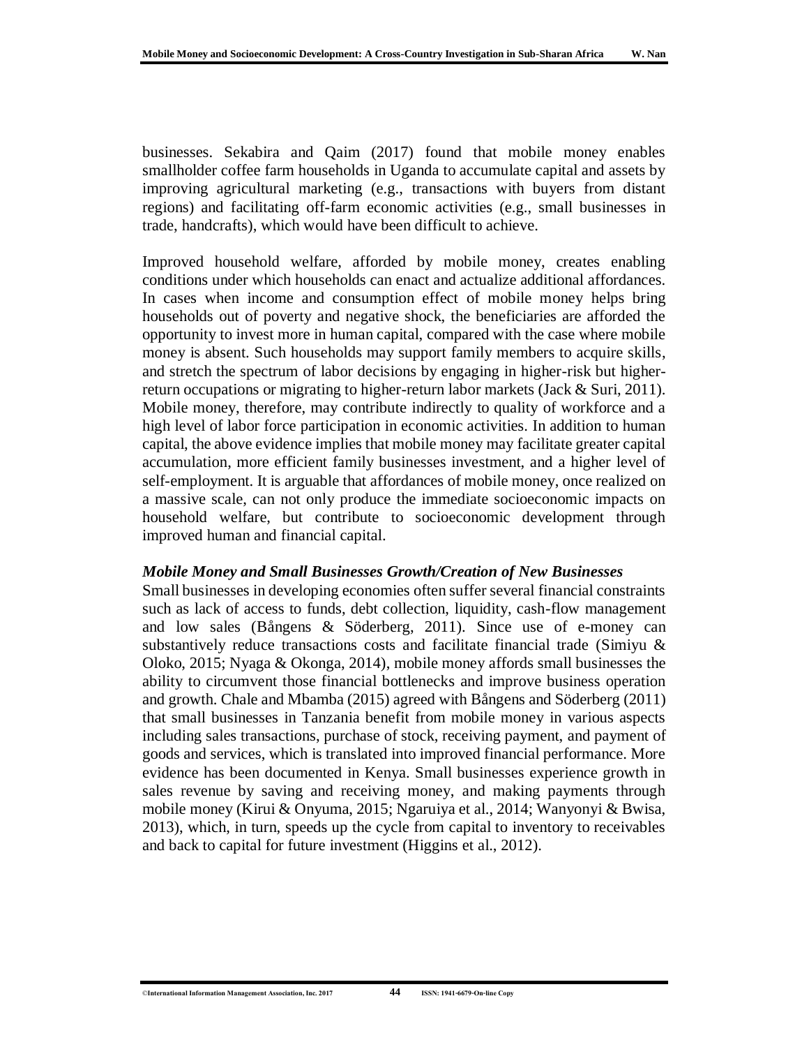businesses. Sekabira and Qaim (2017) found that mobile money enables smallholder coffee farm households in Uganda to accumulate capital and assets by improving agricultural marketing (e.g., transactions with buyers from distant regions) and facilitating off-farm economic activities (e.g., small businesses in trade, handcrafts), which would have been difficult to achieve.

Improved household welfare, afforded by mobile money, creates enabling conditions under which households can enact and actualize additional affordances. In cases when income and consumption effect of mobile money helps bring households out of poverty and negative shock, the beneficiaries are afforded the opportunity to invest more in human capital, compared with the case where mobile money is absent. Such households may support family members to acquire skills, and stretch the spectrum of labor decisions by engaging in higher-risk but higher-return occupations or migrating to higher-return labor markets (Jack & Suri, 2011). Mobile money, therefore, may contribute indirectly to quality of workforce and a high level of labor force participation in economic activities. In addition to human capital, the above evidence implies that mobile money may facilitate greater capital accumulation, more efficient family businesses investment, and a higher level of self-employment. It is arguable that affordances of mobile money, once realized on a massive scale, can not only produce the immediate socioeconomic impacts on household welfare, but contribute to socioeconomic development through improved human and financial capital.

### *Mobile Money and Small Businesses Growth/Creation of New Businesses*

Small businesses in developing economies often suffer several financial constraints such as lack of access to funds, debt collection, liquidity, cash-flow management and low sales (Bångens & Söderberg, 2011). Since use of e-money can substantively reduce transactions costs and facilitate financial trade (Simiyu & Oloko, 2015; Nyaga & Okonga, 2014), mobile money affords small businesses the ability to circumvent those financial bottlenecks and improve business operation and growth. Chale and Mbamba (2015) agreed with Bångens and Söderberg (2011) that small businesses in Tanzania benefit from mobile money in various aspects including sales transactions, purchase of stock, receiving payment, and payment of goods and services, which is translated into improved financial performance. More evidence has been documented in Kenya. Small businesses experience growth in sales revenue by saving and receiving money, and making payments through mobile money (Kirui & Onyuma, 2015; Ngaruiya et al., 2014; Wanyonyi & Bwisa, 2013), which, in turn, speeds up the cycle from capital to inventory to receivables and back to capital for future investment (Higgins et al., 2012).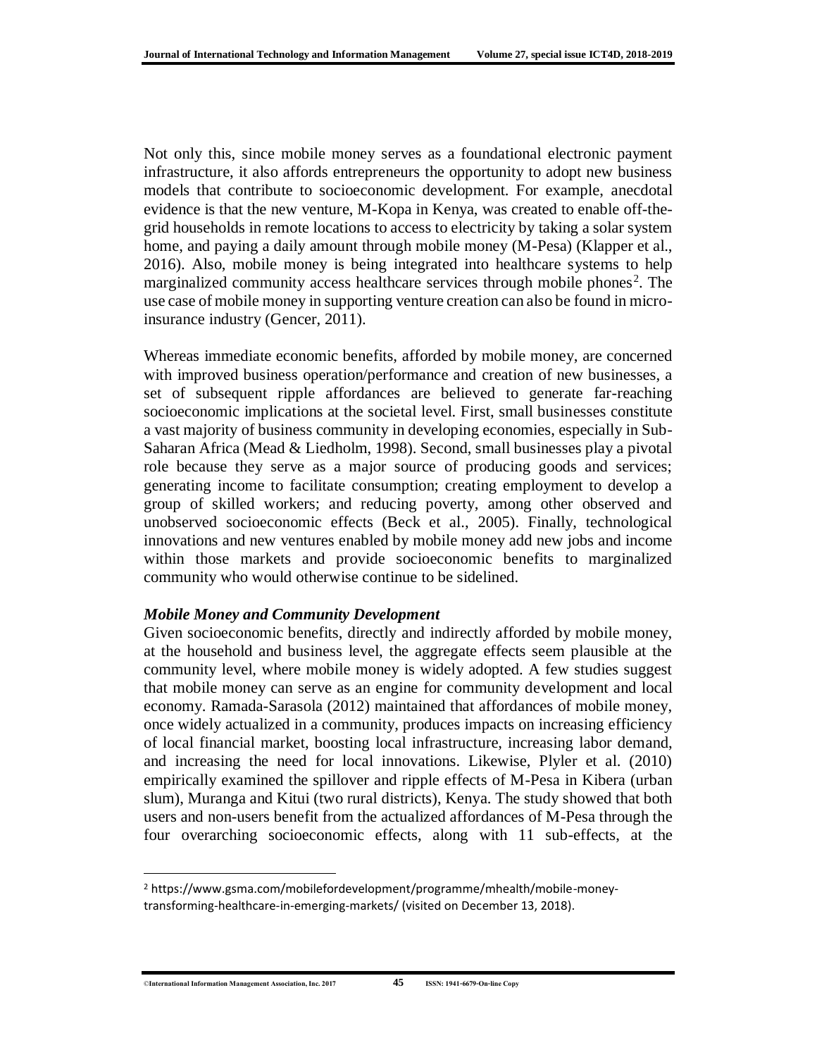Not only this, since mobile money serves as a foundational electronic payment infrastructure, it also affords entrepreneurs the opportunity to adopt new business models that contribute to socioeconomic development. For example, anecdotal evidence is that the new venture, M-Kopa in Kenya, was created to enable off-the-grid households in remote locations to access to electricity by taking a solar system home, and paying a daily amount through mobile money (M-Pesa) (Klapper et al., 2016). Also, mobile money is being integrated into healthcare systems to help marginalized community access healthcare services through mobile phones[2]. The use case of mobile money in supporting venture creation can also be found in micro-insurance industry (Gencer, 2011).

Whereas immediate economic benefits, afforded by mobile money, are concerned with improved business operation/performance and creation of new businesses, a set of subsequent ripple affordances are believed to generate far-reaching socioeconomic implications at the societal level. First, small businesses constitute a vast majority of business community in developing economies, especially in Sub-Saharan Africa (Mead & Liedholm, 1998). Second, small businesses play a pivotal role because they serve as a major source of producing goods and services; generating income to facilitate consumption; creating employment to develop a group of skilled workers; and reducing poverty, among other observed and unobserved socioeconomic effects (Beck et al., 2005). Finally, technological innovations and new ventures enabled by mobile money add new jobs and income within those markets and provide socioeconomic benefits to marginalized community who would otherwise continue to be sidelined.

### *Mobile Money and Community Development*

Given socioeconomic benefits, directly and indirectly afforded by mobile money, at the household and business level, the aggregate effects seem plausible at the community level, where mobile money is widely adopted. A few studies suggest that mobile money can serve as an engine for community development and local economy. Ramada-Sarasola (2012) maintained that affordances of mobile money, once widely actualized in a community, produces impacts on increasing efficiency of local financial market, boosting local infrastructure, increasing labor demand, and increasing the need for local innovations. Likewise, Plyler et al. (2010) empirically examined the spillover and ripple effects of M-Pesa in Kibera (urban slum), Muranga and Kitui (two rural districts), Kenya. The study showed that both users and non-users benefit from the actualized affordances of M-Pesa through the four overarching socioeconomic effects, along with 11 sub-effects, at the

[2] https://www.gsma.com/mobilefordevelopment/programme/mhealth/mobile-money-transforming-healthcare-in-emerging-markets/ (visited on December 13, 2018).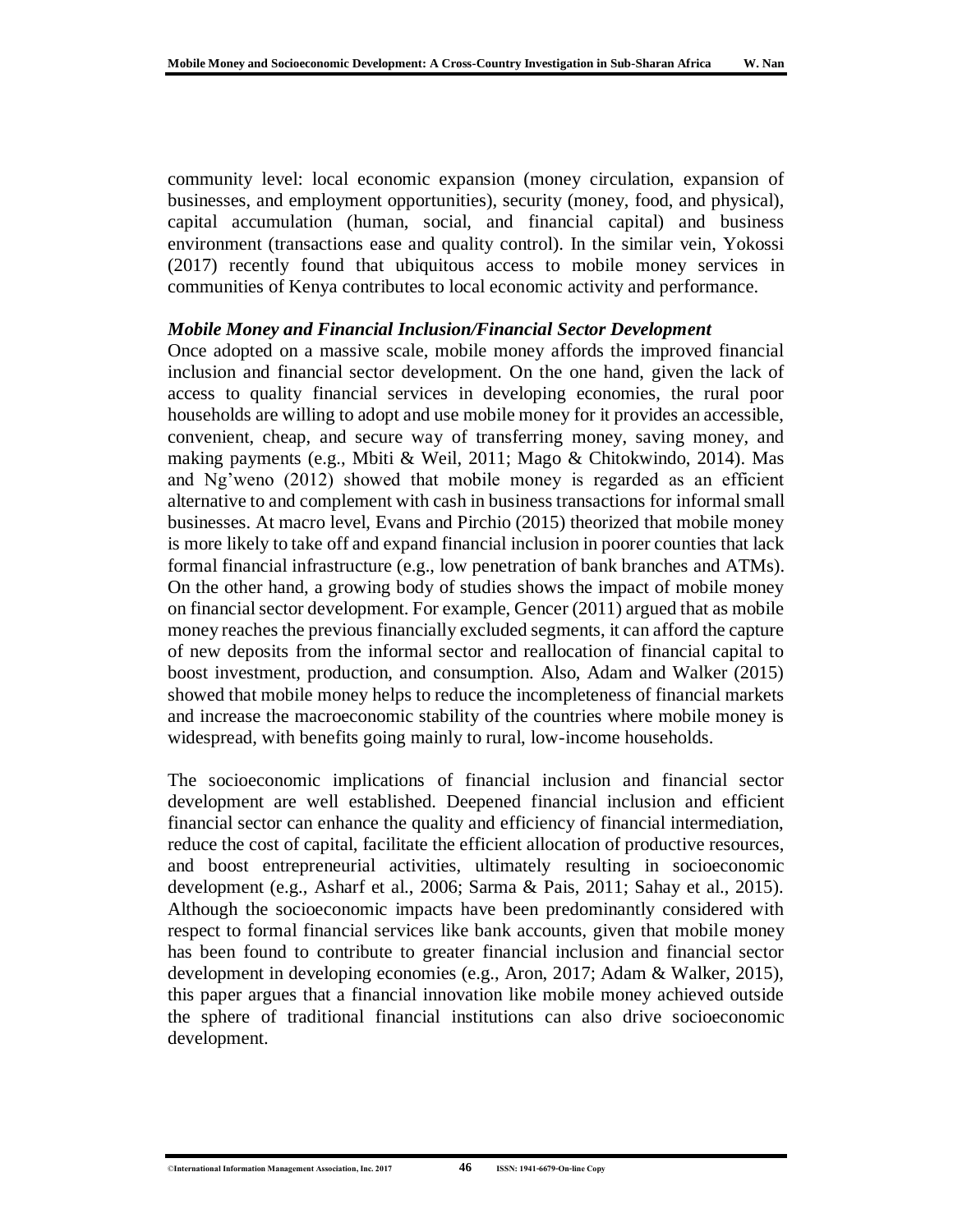community level: local economic expansion (money circulation, expansion of businesses, and employment opportunities), security (money, food, and physical), capital accumulation (human, social, and financial capital) and business environment (transactions ease and quality control). In the similar vein, Yokossi (2017) recently found that ubiquitous access to mobile money services in communities of Kenya contributes to local economic activity and performance.

***Mobile Money and Financial Inclusion/Financial Sector Development***

Once adopted on a massive scale, mobile money affords the improved financial inclusion and financial sector development. On the one hand, given the lack of access to quality financial services in developing economies, the rural poor households are willing to adopt and use mobile money for it provides an accessible, convenient, cheap, and secure way of transferring money, saving money, and making payments (e.g., Mbiti & Weil, 2011; Mago & Chitokwindo, 2014). Mas and Ng'weno (2012) showed that mobile money is regarded as an efficient alternative to and complement with cash in business transactions for informal small businesses. At macro level, Evans and Pirchio (2015) theorized that mobile money is more likely to take off and expand financial inclusion in poorer counties that lack formal financial infrastructure (e.g., low penetration of bank branches and ATMs). On the other hand, a growing body of studies shows the impact of mobile money on financial sector development. For example, Gencer (2011) argued that as mobile money reaches the previous financially excluded segments, it can afford the capture of new deposits from the informal sector and reallocation of financial capital to boost investment, production, and consumption. Also, Adam and Walker (2015) showed that mobile money helps to reduce the incompleteness of financial markets and increase the macroeconomic stability of the countries where mobile money is widespread, with benefits going mainly to rural, low-income households.

The socioeconomic implications of financial inclusion and financial sector development are well established. Deepened financial inclusion and efficient financial sector can enhance the quality and efficiency of financial intermediation, reduce the cost of capital, facilitate the efficient allocation of productive resources, and boost entrepreneurial activities, ultimately resulting in socioeconomic development (e.g., Asharf et al., 2006; Sarma & Pais, 2011; Sahay et al., 2015). Although the socioeconomic impacts have been predominantly considered with respect to formal financial services like bank accounts, given that mobile money has been found to contribute to greater financial inclusion and financial sector development in developing economies (e.g., Aron, 2017; Adam & Walker, 2015), this paper argues that a financial innovation like mobile money achieved outside the sphere of traditional financial institutions can also drive socioeconomic development.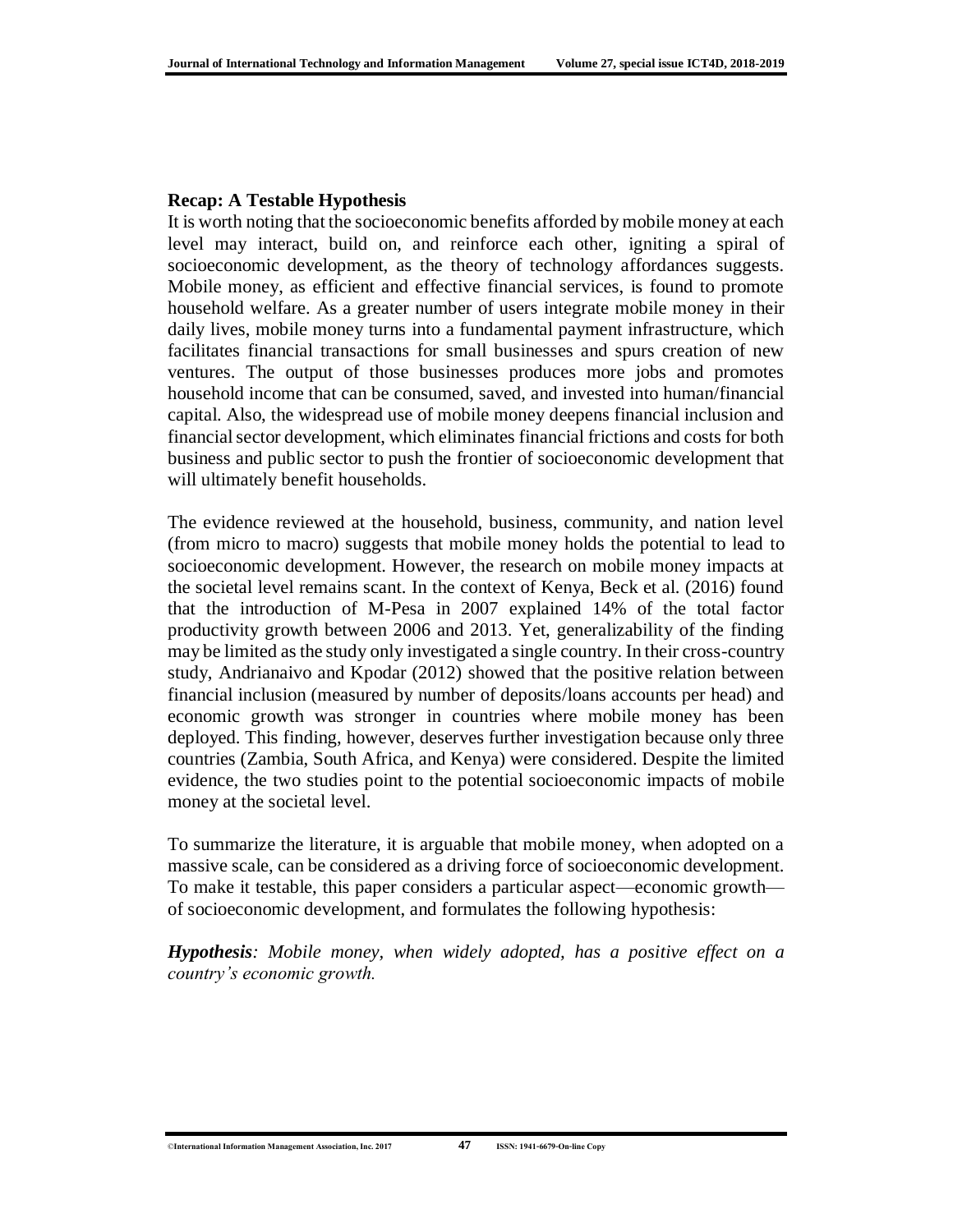**Recap: A Testable Hypothesis**

It is worth noting that the socioeconomic benefits afforded by mobile money at each level may interact, build on, and reinforce each other, igniting a spiral of socioeconomic development, as the theory of technology affordances suggests. Mobile money, as efficient and effective financial services, is found to promote household welfare. As a greater number of users integrate mobile money in their daily lives, mobile money turns into a fundamental payment infrastructure, which facilitates financial transactions for small businesses and spurs creation of new ventures. The output of those businesses produces more jobs and promotes household income that can be consumed, saved, and invested into human/financial capital. Also, the widespread use of mobile money deepens financial inclusion and financial sector development, which eliminates financial frictions and costs for both business and public sector to push the frontier of socioeconomic development that will ultimately benefit households.

The evidence reviewed at the household, business, community, and nation level (from micro to macro) suggests that mobile money holds the potential to lead to socioeconomic development. However, the research on mobile money impacts at the societal level remains scant. In the context of Kenya, Beck et al. (2016) found that the introduction of M-Pesa in 2007 explained 14% of the total factor productivity growth between 2006 and 2013. Yet, generalizability of the finding may be limited as the study only investigated a single country. In their cross-country study, Andrianaivo and Kpodar (2012) showed that the positive relation between financial inclusion (measured by number of deposits/loans accounts per head) and economic growth was stronger in countries where mobile money has been deployed. This finding, however, deserves further investigation because only three countries (Zambia, South Africa, and Kenya) were considered. Despite the limited evidence, the two studies point to the potential socioeconomic impacts of mobile money at the societal level.

To summarize the literature, it is arguable that mobile money, when adopted on a massive scale, can be considered as a driving force of socioeconomic development. To make it testable, this paper considers a particular aspect—economic growth—of socioeconomic development, and formulates the following hypothesis:

***Hypothesis****: Mobile money, when widely adopted, has a positive effect on a country's economic growth.*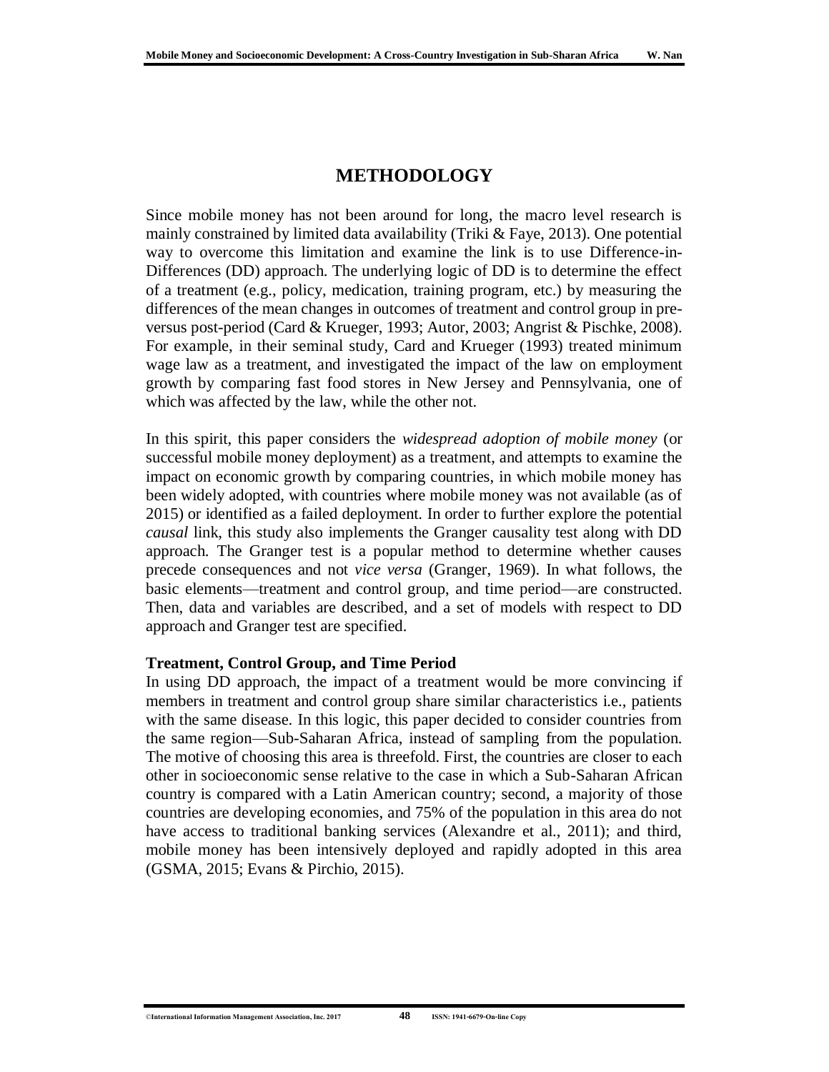# METHODOLOGY

Since mobile money has not been around for long, the macro level research is mainly constrained by limited data availability (Triki & Faye, 2013). One potential way to overcome this limitation and examine the link is to use Difference-in-Differences (DD) approach. The underlying logic of DD is to determine the effect of a treatment (e.g., policy, medication, training program, etc.) by measuring the differences of the mean changes in outcomes of treatment and control group in pre- versus post-period (Card & Krueger, 1993; Autor, 2003; Angrist & Pischke, 2008). For example, in their seminal study, Card and Krueger (1993) treated minimum wage law as a treatment, and investigated the impact of the law on employment growth by comparing fast food stores in New Jersey and Pennsylvania, one of which was affected by the law, while the other not.

In this spirit, this paper considers the *widespread adoption of mobile money* (or successful mobile money deployment) as a treatment, and attempts to examine the impact on economic growth by comparing countries, in which mobile money has been widely adopted, with countries where mobile money was not available (as of 2015) or identified as a failed deployment. In order to further explore the potential *causal* link, this study also implements the Granger causality test along with DD approach. The Granger test is a popular method to determine whether causes precede consequences and not *vice versa* (Granger, 1969). In what follows, the basic elements—treatment and control group, and time period—are constructed. Then, data and variables are described, and a set of models with respect to DD approach and Granger test are specified.

**Treatment, Control Group, and Time Period**

In using DD approach, the impact of a treatment would be more convincing if members in treatment and control group share similar characteristics i.e., patients with the same disease. In this logic, this paper decided to consider countries from the same region—Sub-Saharan Africa, instead of sampling from the population. The motive of choosing this area is threefold. First, the countries are closer to each other in socioeconomic sense relative to the case in which a Sub-Saharan African country is compared with a Latin American country; second, a majority of those countries are developing economies, and 75% of the population in this area do not have access to traditional banking services (Alexandre et al., 2011); and third, mobile money has been intensively deployed and rapidly adopted in this area (GSMA, 2015; Evans & Pirchio, 2015).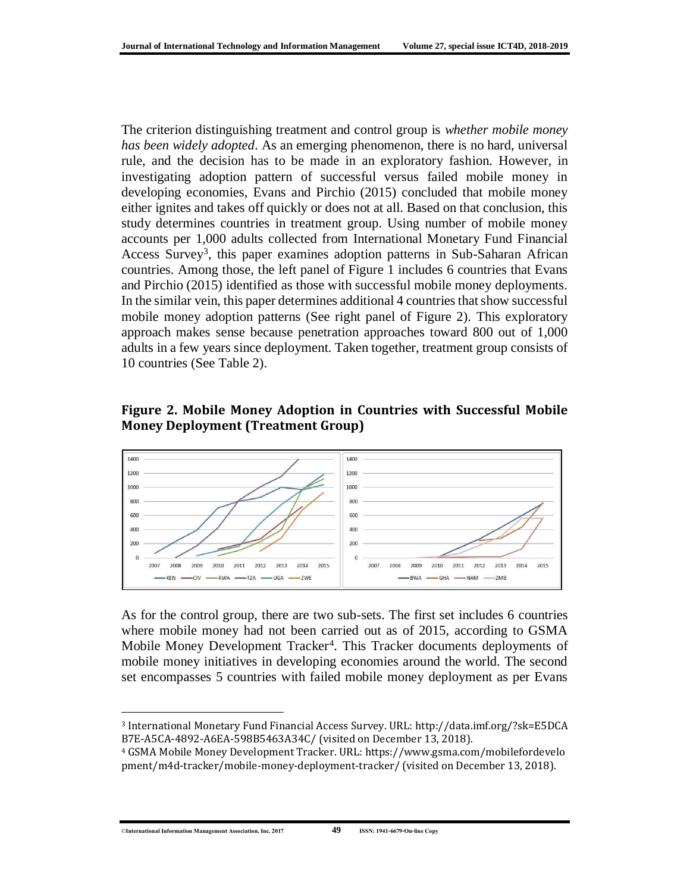The criterion distinguishing treatment and control group is *whether mobile money has been widely adopted*. As an emerging phenomenon, there is no hard, universal rule, and the decision has to be made in an exploratory fashion. However, in investigating adoption pattern of successful versus failed mobile money in developing economies, Evans and Pirchio (2015) concluded that mobile money either ignites and takes off quickly or does not at all. Based on that conclusion, this study determines countries in treatment group. Using number of mobile money accounts per 1,000 adults collected from International Monetary Fund Financial Access Survey[3], this paper examines adoption patterns in Sub-Saharan African countries. Among those, the left panel of Figure 1 includes 6 countries that Evans and Pirchio (2015) identified as those with successful mobile money deployments. In the similar vein, this paper determines additional 4 countries that show successful mobile money adoption patterns (See right panel of Figure 2). This exploratory approach makes sense because penetration approaches toward 800 out of 1,000 adults in a few years since deployment. Taken together, treatment group consists of 10 countries (See Table 2).

**Figure 2. Mobile Money Adoption in Countries with Successful Mobile Money Deployment (Treatment Group)**

As for the control group, there are two sub-sets. The first set includes 6 countries where mobile money had not been carried out as of 2015, according to GSMA Mobile Money Development Tracker[4]. This Tracker documents deployments of mobile money initiatives in developing economies around the world. The second set encompasses 5 countries with failed mobile money deployment as per Evans

[3] International Monetary Fund Financial Access Survey. URL: http://data.imf.org/?sk=E5DCAB7E-A5CA-4892-A6EA-598B5463A34C/ (visited on December 13, 2018).

[4] GSMA Mobile Money Development Tracker. URL: https://www.gsma.com/mobilefordevelopment/m4d-tracker/mobile-money-deployment-tracker/ (visited on December 13, 2018).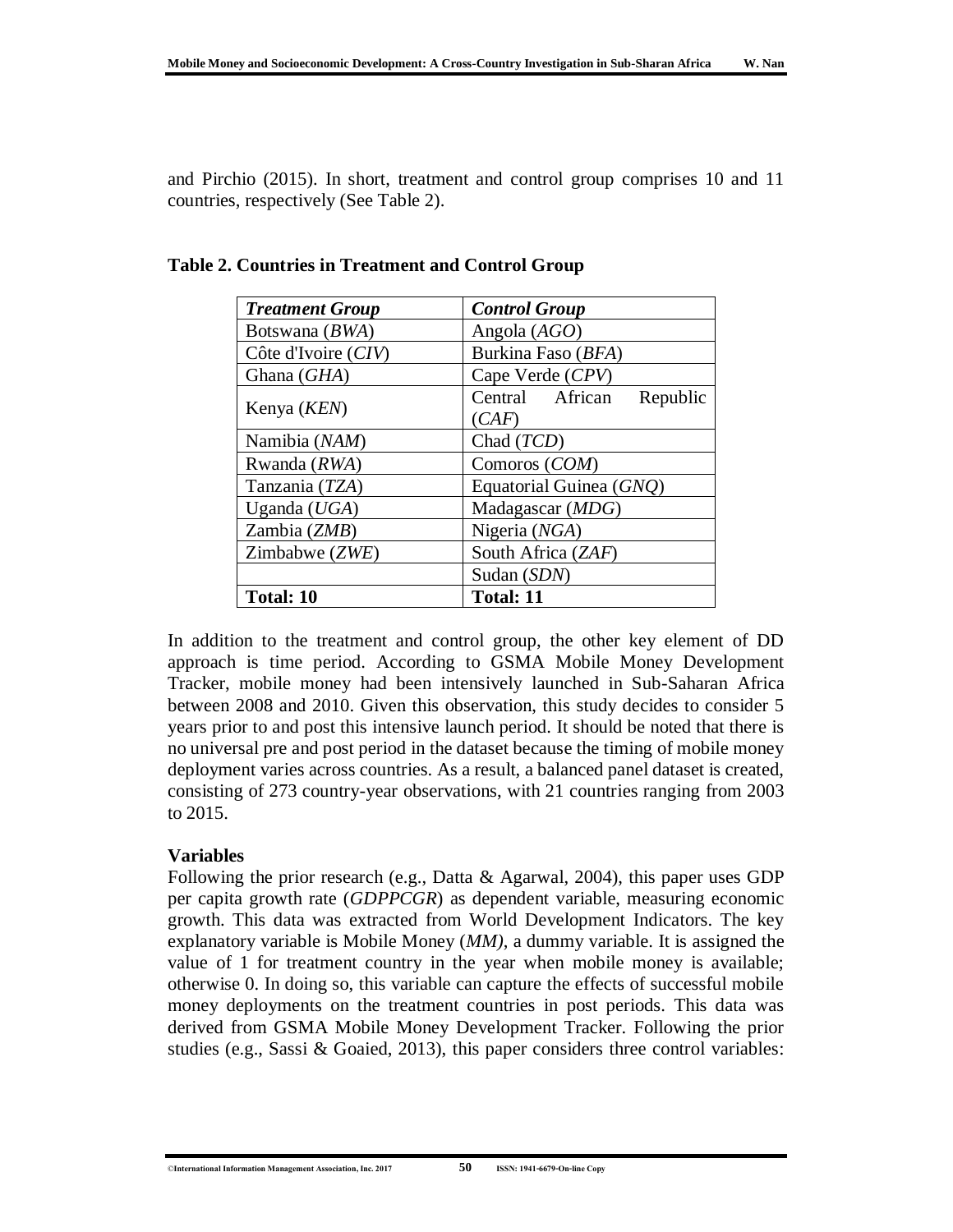and Pirchio (2015). In short, treatment and control group comprises 10 and 11 countries, respectively (See Table 2).

**Table 2. Countries in Treatment and Control Group**

| ***Treatment Group*** | ***Control Group*** |
|---|---|
| Botswana (*BWA*) | Angola (*AGO*) |
| Côte d'Ivoire (*CIV*) | Burkina Faso (*BFA*) |
| Ghana (*GHA*) | Cape Verde (*CPV*) |
| Kenya (*KEN*) | Central African Republic (*CAF*) |
| Namibia (*NAM*) | Chad (*TCD*) |
| Rwanda (*RWA*) | Comoros (*COM*) |
| Tanzania (*TZA*) | Equatorial Guinea (*GNQ*) |
| Uganda (*UGA*) | Madagascar (*MDG*) |
| Zambia (*ZMB*) | Nigeria (*NGA*) |
| Zimbabwe (*ZWE*) | South Africa (*ZAF*) |
| | Sudan (*SDN*) |
| **Total: 10** | **Total: 11** |

In addition to the treatment and control group, the other key element of DD approach is time period. According to GSMA Mobile Money Development Tracker, mobile money had been intensively launched in Sub-Saharan Africa between 2008 and 2010. Given this observation, this study decides to consider 5 years prior to and post this intensive launch period. It should be noted that there is no universal pre and post period in the dataset because the timing of mobile money deployment varies across countries. As a result, a balanced panel dataset is created, consisting of 273 country-year observations, with 21 countries ranging from 2003 to 2015.

**Variables**

Following the prior research (e.g., Datta & Agarwal, 2004), this paper uses GDP per capita growth rate (*GDPPCGR*) as dependent variable, measuring economic growth. This data was extracted from World Development Indicators. The key explanatory variable is Mobile Money (*MM)*, a dummy variable. It is assigned the value of 1 for treatment country in the year when mobile money is available; otherwise 0. In doing so, this variable can capture the effects of successful mobile money deployments on the treatment countries in post periods. This data was derived from GSMA Mobile Money Development Tracker. Following the prior studies (e.g., Sassi & Goaied, 2013), this paper considers three control variables: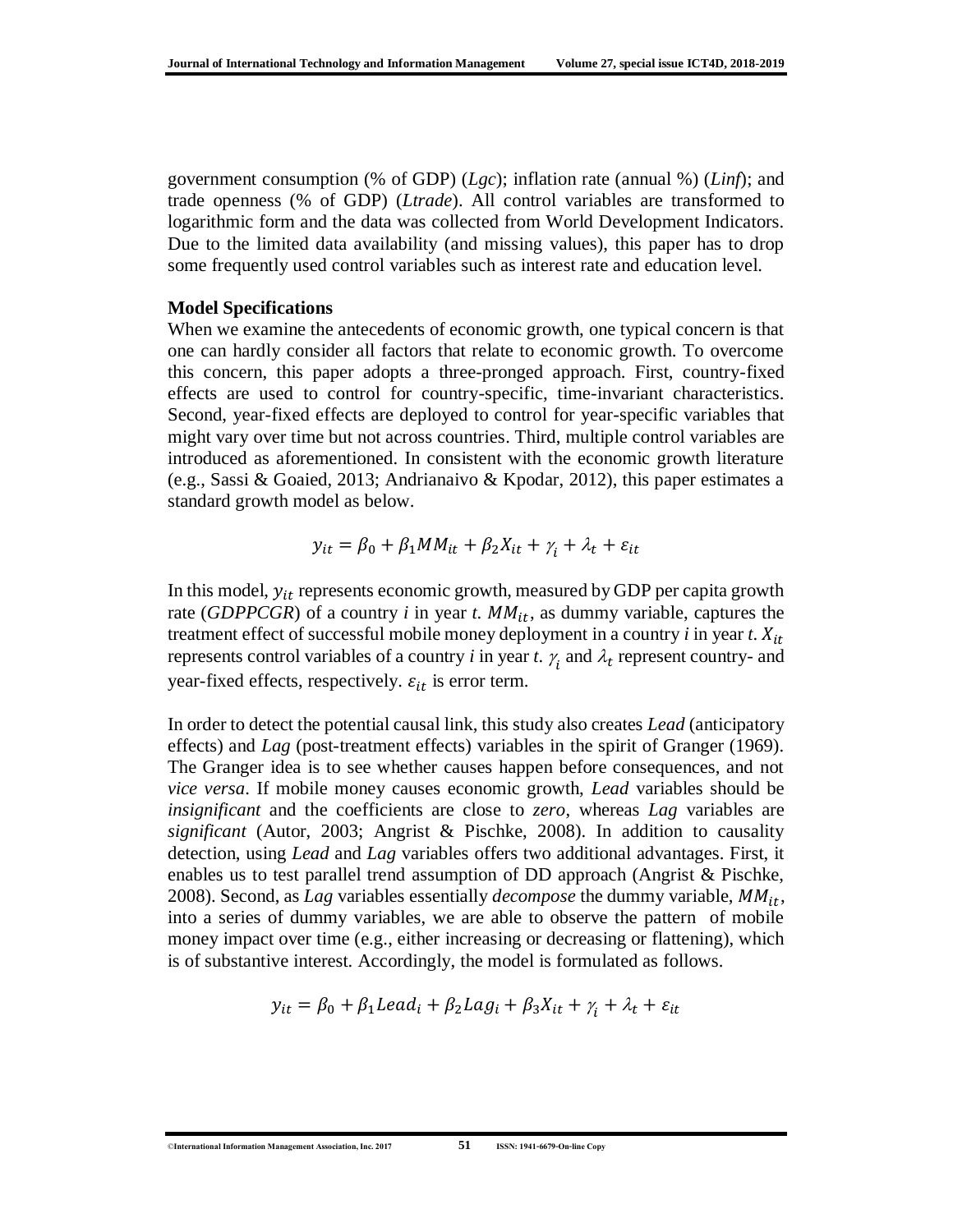government consumption (% of GDP) (*Lgc*); inflation rate (annual %) (*Linf*); and trade openness (% of GDP) (*Ltrade*). All control variables are transformed to logarithmic form and the data was collected from World Development Indicators. Due to the limited data availability (and missing values), this paper has to drop some frequently used control variables such as interest rate and education level.

**Model Specifications**

When we examine the antecedents of economic growth, one typical concern is that one can hardly consider all factors that relate to economic growth. To overcome this concern, this paper adopts a three-pronged approach. First, country-fixed effects are used to control for country-specific, time-invariant characteristics. Second, year-fixed effects are deployed to control for year-specific variables that might vary over time but not across countries. Third, multiple control variables are introduced as aforementioned. In consistent with the economic growth literature (e.g., Sassi & Goaied, 2013; Andrianaivo & Kpodar, 2012), this paper estimates a standard growth model as below.

$$y_{it} = \beta_0 + \beta_1 MM_{it} + \beta_2 X_{it} + \gamma_i + \lambda_t + \varepsilon_{it}$$

In this model, $y_{it}$ represents economic growth, measured by GDP per capita growth rate (*GDPPCGR*) of a country *i* in year *t*. $MM_{it}$, as dummy variable, captures the treatment effect of successful mobile money deployment in a country *i* in year *t*. $X_{it}$ represents control variables of a country *i* in year *t*. $\gamma_i$ and $\lambda_t$ represent country- and year-fixed effects, respectively. $\varepsilon_{it}$ is error term.

In order to detect the potential causal link, this study also creates *Lead* (anticipatory effects) and *Lag* (post-treatment effects) variables in the spirit of Granger (1969). The Granger idea is to see whether causes happen before consequences, and not *vice versa*. If mobile money causes economic growth, *Lead* variables should be *insignificant* and the coefficients are close to *zero*, whereas *Lag* variables are *significant* (Autor, 2003; Angrist & Pischke, 2008). In addition to causality detection, using *Lead* and *Lag* variables offers two additional advantages. First, it enables us to test parallel trend assumption of DD approach (Angrist & Pischke, 2008). Second, as *Lag* variables essentially *decompose* the dummy variable, $MM_{it}$, into a series of dummy variables, we are able to observe the pattern of mobile money impact over time (e.g., either increasing or decreasing or flattening), which is of substantive interest. Accordingly, the model is formulated as follows.

$$y_{it} = \beta_0 + \beta_1 Lead_i + \beta_2 Lag_i + \beta_3 X_{it} + \gamma_i + \lambda_t + \varepsilon_{it}$$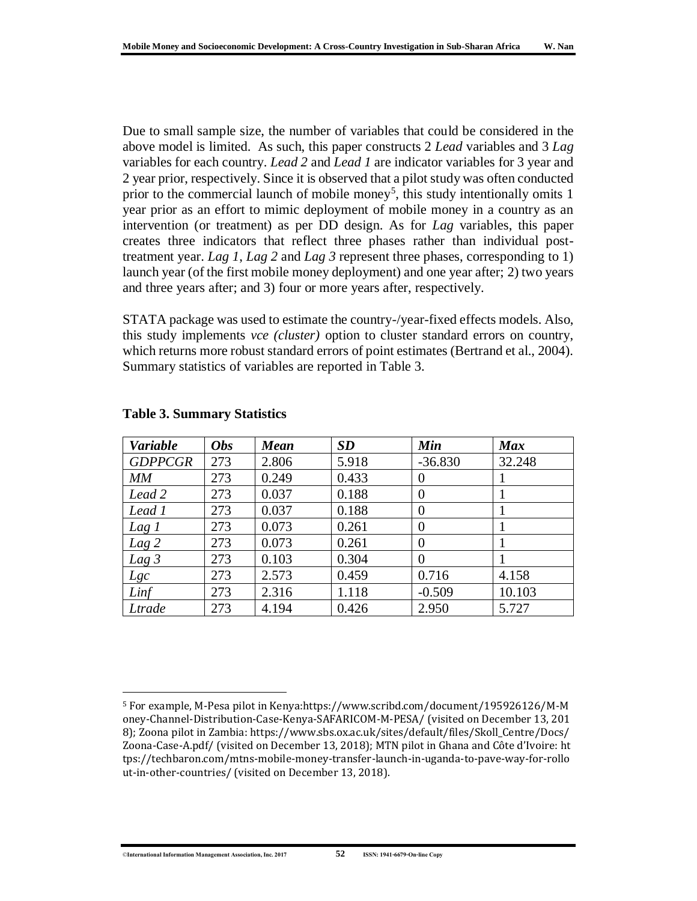Due to small sample size, the number of variables that could be considered in the above model is limited. As such, this paper constructs 2 *Lead* variables and 3 *Lag* variables for each country. *Lead 2* and *Lead 1* are indicator variables for 3 year and 2 year prior, respectively. Since it is observed that a pilot study was often conducted prior to the commercial launch of mobile money[5], this study intentionally omits 1 year prior as an effort to mimic deployment of mobile money in a country as an intervention (or treatment) as per DD design. As for *Lag* variables, this paper creates three indicators that reflect three phases rather than individual post-treatment year. *Lag 1*, *Lag 2* and *Lag 3* represent three phases, corresponding to 1) launch year (of the first mobile money deployment) and one year after; 2) two years and three years after; and 3) four or more years after, respectively.

STATA package was used to estimate the country-/year-fixed effects models. Also, this study implements *vce (cluster)* option to cluster standard errors on country, which returns more robust standard errors of point estimates (Bertrand et al., 2004). Summary statistics of variables are reported in Table 3.

**Table 3. Summary Statistics**

| *Variable* | *Obs* | *Mean* | *SD* | *Min* | *Max* |
|---|---|---|---|---|---|
| *GDPPCGR* | 273 | 2.806 | 5.918 | -36.830 | 32.248 |
| *MM* | 273 | 0.249 | 0.433 | 0 | 1 |
| *Lead 2* | 273 | 0.037 | 0.188 | 0 | 1 |
| *Lead 1* | 273 | 0.037 | 0.188 | 0 | 1 |
| *Lag 1* | 273 | 0.073 | 0.261 | 0 | 1 |
| *Lag 2* | 273 | 0.073 | 0.261 | 0 | 1 |
| *Lag 3* | 273 | 0.103 | 0.304 | 0 | 1 |
| *Lgc* | 273 | 2.573 | 0.459 | 0.716 | 4.158 |
| *Linf* | 273 | 2.316 | 1.118 | -0.509 | 10.103 |
| *Ltrade* | 273 | 4.194 | 0.426 | 2.950 | 5.727 |

[5] For example, M-Pesa pilot in Kenya:https://www.scribd.com/document/195926126/M-Money-Channel-Distribution-Case-Kenya-SAFARICOM-M-PESA/ (visited on December 13, 2018); Zoona pilot in Zambia: https://www.sbs.ox.ac.uk/sites/default/files/Skoll_Centre/Docs/Zoona-Case-A.pdf/ (visited on December 13, 2018); MTN pilot in Ghana and Côte d'Ivoire: https://techbaron.com/mtns-mobile-money-transfer-launch-in-uganda-to-pave-way-for-rollout-in-other-countries/ (visited on December 13, 2018).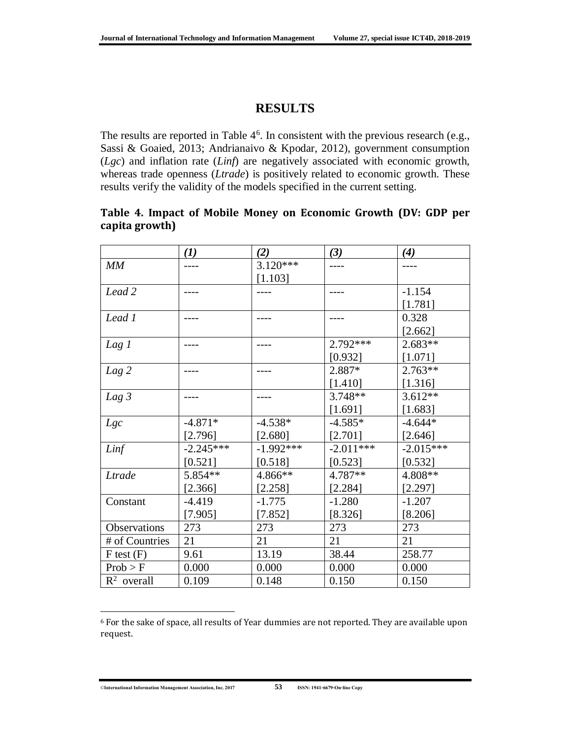# RESULTS

The results are reported in Table 4[6]. In consistent with the previous research (e.g., Sassi & Goaied, 2013; Andrianaivo & Kpodar, 2012), government consumption (*Lgc*) and inflation rate (*Linf*) are negatively associated with economic growth, whereas trade openness (*Ltrade*) is positively related to economic growth. These results verify the validity of the models specified in the current setting.

**Table 4. Impact of Mobile Money on Economic Growth (DV: GDP per capita growth)**

| | *(1)* | *(2)* | *(3)* | *(4)* |
|---|---|---|---|---|
| *MM* | ---- | 3.120*** [1.103] | ---- | ---- |
| *Lead 2* | ---- | ---- | ---- | -1.154 [1.781] |
| *Lead 1* | ---- | ---- | ---- | 0.328 [2.662] |
| *Lag 1* | ---- | ---- | 2.792*** [0.932] | 2.683** [1.071] |
| *Lag 2* | ---- | ---- | 2.887* [1.410] | 2.763** [1.316] |
| *Lag 3* | ---- | ---- | 3.748** [1.691] | 3.612** [1.683] |
| *Lgc* | -4.871* [2.796] | -4.538* [2.680] | -4.585* [2.701] | -4.644* [2.646] |
| *Linf* | -2.245*** [0.521] | -1.992*** [0.518] | -2.011*** [0.523] | -2.015*** [0.532] |
| *Ltrade* | 5.854** [2.366] | 4.866** [2.258] | 4.787** [2.284] | 4.808** [2.297] |
| Constant | -4.419 [7.905] | -1.775 [7.852] | -1.280 [8.326] | -1.207 [8.206] |
| Observations | 273 | 273 | 273 | 273 |
| # of Countries | 21 | 21 | 21 | 21 |
| F test (F) | 9.61 | 13.19 | 38.44 | 258.77 |
| Prob > F | 0.000 | 0.000 | 0.000 | 0.000 |
| $R^2$ overall | 0.109 | 0.148 | 0.150 | 0.150 |

[6] For the sake of space, all results of Year dummies are not reported. They are available upon request.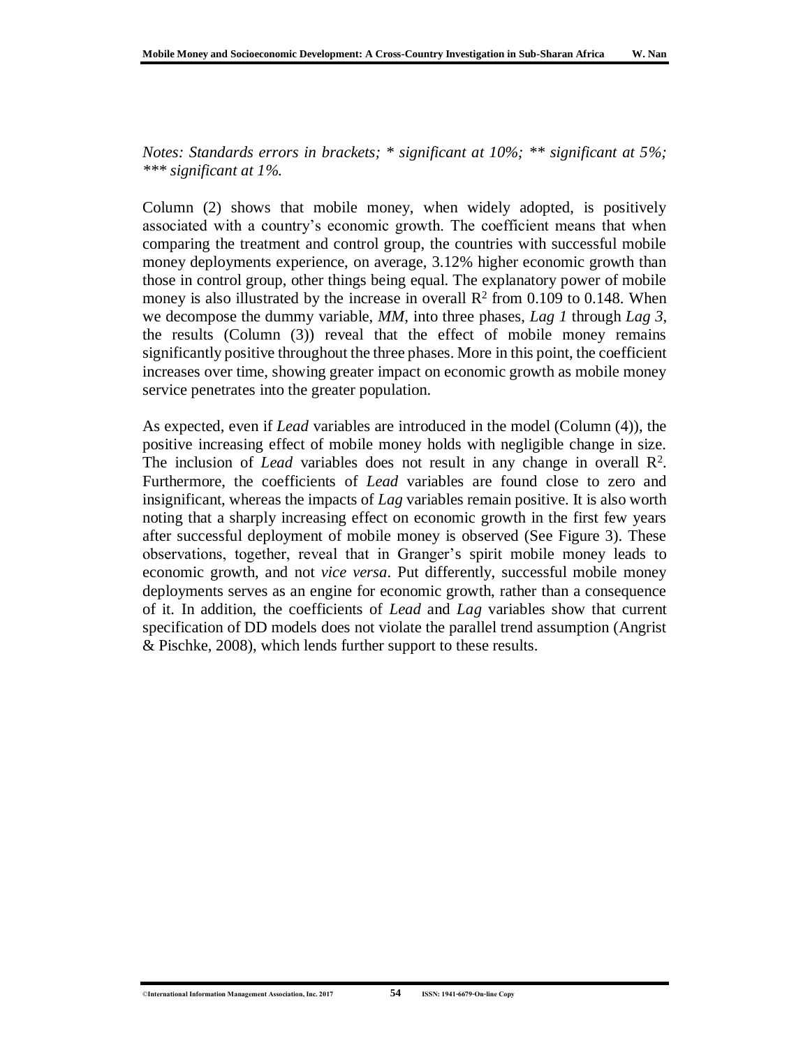*Notes: Standards errors in brackets; * significant at 10%; ** significant at 5%; *** significant at 1%.*

Column (2) shows that mobile money, when widely adopted, is positively associated with a country's economic growth. The coefficient means that when comparing the treatment and control group, the countries with successful mobile money deployments experience, on average, 3.12% higher economic growth than those in control group, other things being equal. The explanatory power of mobile money is also illustrated by the increase in overall $R^2$ from 0.109 to 0.148. When we decompose the dummy variable, *MM*, into three phases, *Lag 1* through *Lag 3*, the results (Column (3)) reveal that the effect of mobile money remains significantly positive throughout the three phases. More in this point, the coefficient increases over time, showing greater impact on economic growth as mobile money service penetrates into the greater population.

As expected, even if *Lead* variables are introduced in the model (Column (4)), the positive increasing effect of mobile money holds with negligible change in size. The inclusion of *Lead* variables does not result in any change in overall $R^2$. Furthermore, the coefficients of *Lead* variables are found close to zero and insignificant, whereas the impacts of *Lag* variables remain positive. It is also worth noting that a sharply increasing effect on economic growth in the first few years after successful deployment of mobile money is observed (See Figure 3). These observations, together, reveal that in Granger's spirit mobile money leads to economic growth, and not *vice versa*. Put differently, successful mobile money deployments serves as an engine for economic growth, rather than a consequence of it. In addition, the coefficients of *Lead* and *Lag* variables show that current specification of DD models does not violate the parallel trend assumption (Angrist & Pischke, 2008), which lends further support to these results.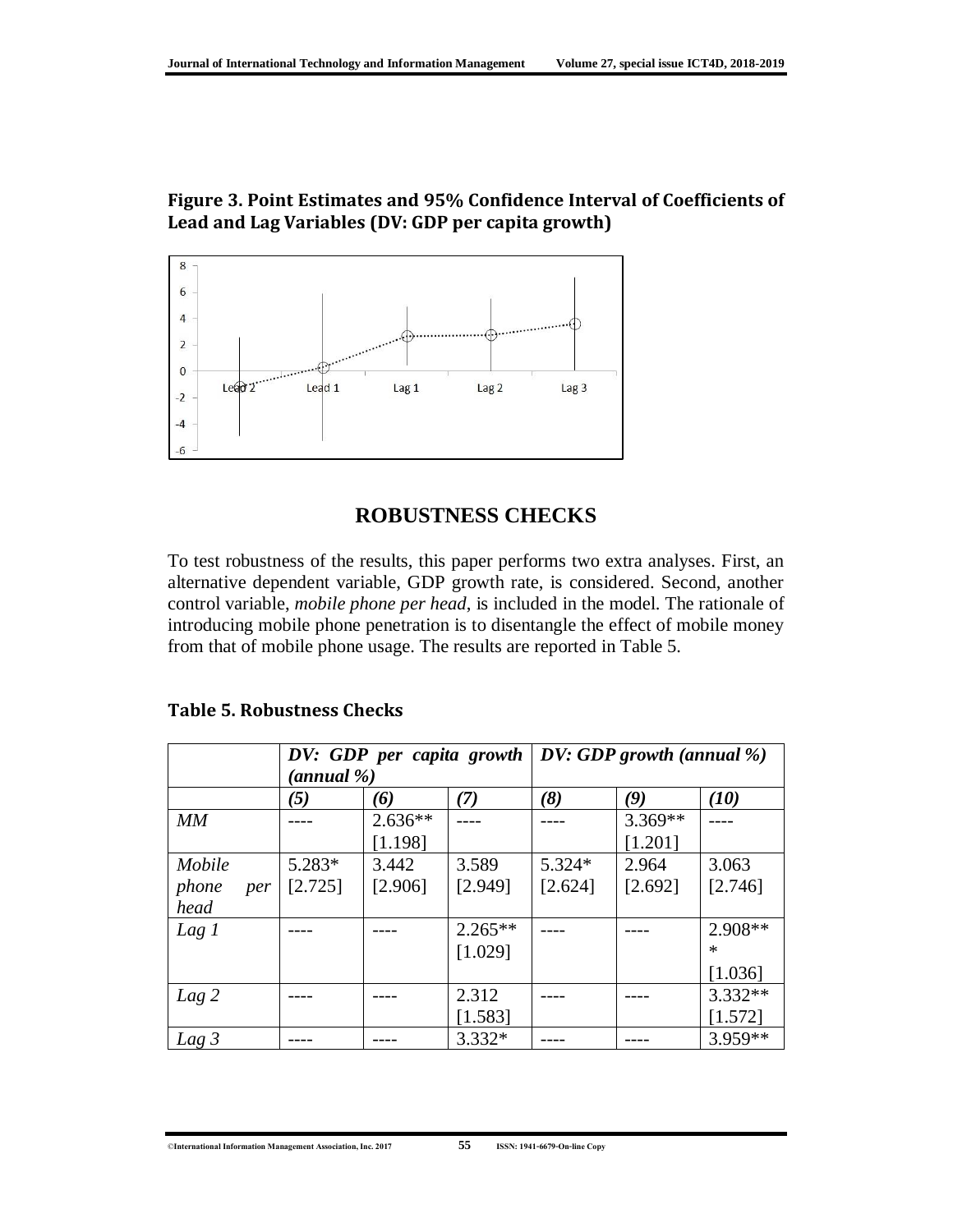**Figure 3. Point Estimates and 95% Confidence Interval of Coefficients of Lead and Lag Variables (DV: GDP per capita growth)**

## ROBUSTNESS CHECKS

To test robustness of the results, this paper performs two extra analyses. First, an alternative dependent variable, GDP growth rate, is considered. Second, another control variable, *mobile phone per head*, is included in the model. The rationale of introducing mobile phone penetration is to disentangle the effect of mobile money from that of mobile phone usage. The results are reported in Table 5.

**Table 5. Robustness Checks**

| | *DV: GDP per capita growth (annual %)* | | | *DV: GDP growth (annual %)* | | |
|---|---|---|---|---|---|---|
| | *(5)* | *(6)* | *(7)* | *(8)* | *(9)* | *(10)* |
| *MM* | ---- | 2.636** [1.198] | ---- | ---- | 3.369** [1.201] | ---- |
| *Mobile phone per head* | 5.283* [2.725] | 3.442 [2.906] | 3.589 [2.949] | 5.324* [2.624] | 2.964 [2.692] | 3.063 [2.746] |
| *Lag 1* | ---- | ---- | 2.265** [1.029] | ---- | ---- | 2.908*** [1.036] |
| *Lag 2* | ---- | ---- | 2.312 [1.583] | ---- | ---- | 3.332** [1.572] |
| *Lag 3* | ---- | ---- | 3.332* | ---- | ---- | 3.959** |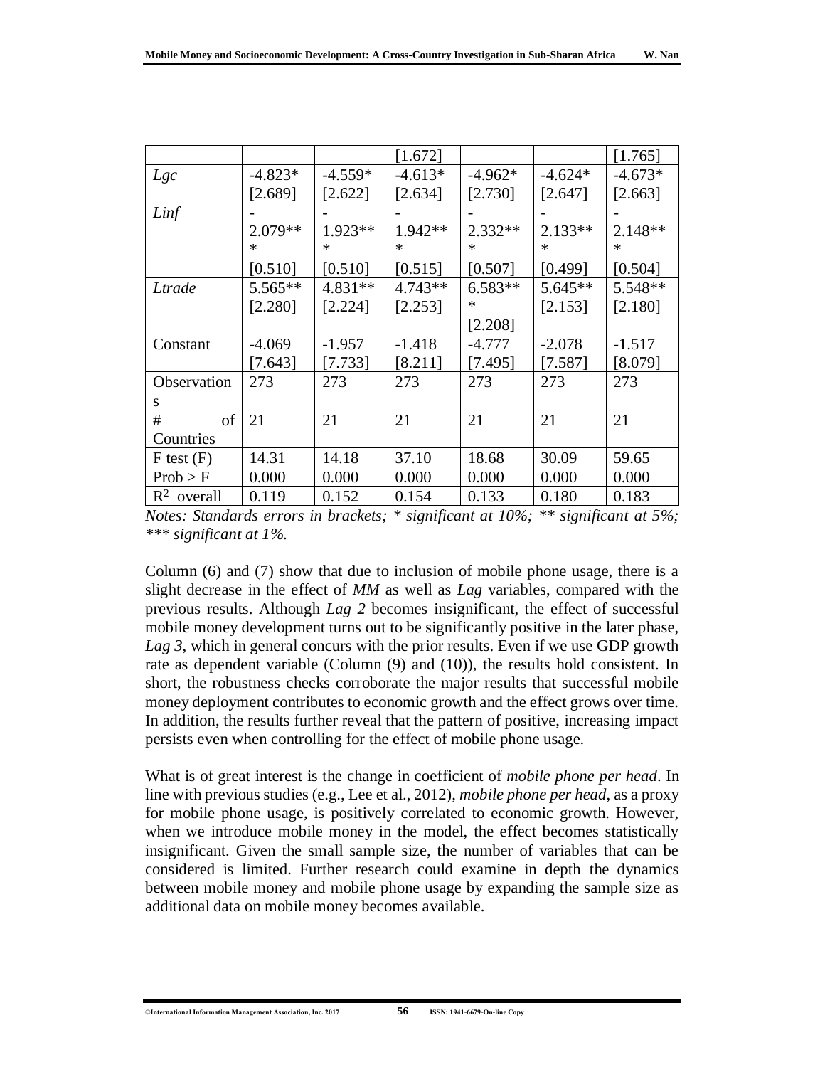| | | | | | | |
|---|---|---|---|---|---|---|
| | | | [1.672] | | | [1.765] |
| *Lgc* | -4.823* [2.689] | -4.559* [2.622] | -4.613* [2.634] | -4.962* [2.730] | -4.624* [2.647] | -4.673* [2.663] |
| *Linf* | -2.079*** [0.510] | -1.923*** [0.510] | -1.942*** [0.515] | -2.332*** [0.507] | -2.133*** [0.499] | -2.148*** [0.504] |
| *Ltrade* | 5.565** [2.280] | 4.831** [2.224] | 4.743** [2.253] | 6.583*** [2.208] | 5.645** [2.153] | 5.548** [2.180] |
| Constant | -4.069 [7.643] | -1.957 [7.733] | -1.418 [8.211] | -4.777 [7.495] | -2.078 [7.587] | -1.517 [8.079] |
| Observations | 273 | 273 | 273 | 273 | 273 | 273 |
| # of Countries | 21 | 21 | 21 | 21 | 21 | 21 |
| F test (F) | 14.31 | 14.18 | 37.10 | 18.68 | 30.09 | 59.65 |
| Prob > F | 0.000 | 0.000 | 0.000 | 0.000 | 0.000 | 0.000 |
| $R^2$ overall | 0.119 | 0.152 | 0.154 | 0.133 | 0.180 | 0.183 |

*Notes: Standards errors in brackets; * significant at 10%; ** significant at 5%; *** significant at 1%.*

Column (6) and (7) show that due to inclusion of mobile phone usage, there is a slight decrease in the effect of *MM* as well as *Lag* variables, compared with the previous results. Although *Lag 2* becomes insignificant, the effect of successful mobile money development turns out to be significantly positive in the later phase, *Lag 3*, which in general concurs with the prior results. Even if we use GDP growth rate as dependent variable (Column (9) and (10)), the results hold consistent. In short, the robustness checks corroborate the major results that successful mobile money deployment contributes to economic growth and the effect grows over time. In addition, the results further reveal that the pattern of positive, increasing impact persists even when controlling for the effect of mobile phone usage.

What is of great interest is the change in coefficient of *mobile phone per head*. In line with previous studies (e.g., Lee et al., 2012), *mobile phone per head*, as a proxy for mobile phone usage, is positively correlated to economic growth. However, when we introduce mobile money in the model, the effect becomes statistically insignificant. Given the small sample size, the number of variables that can be considered is limited. Further research could examine in depth the dynamics between mobile money and mobile phone usage by expanding the sample size as additional data on mobile money becomes available.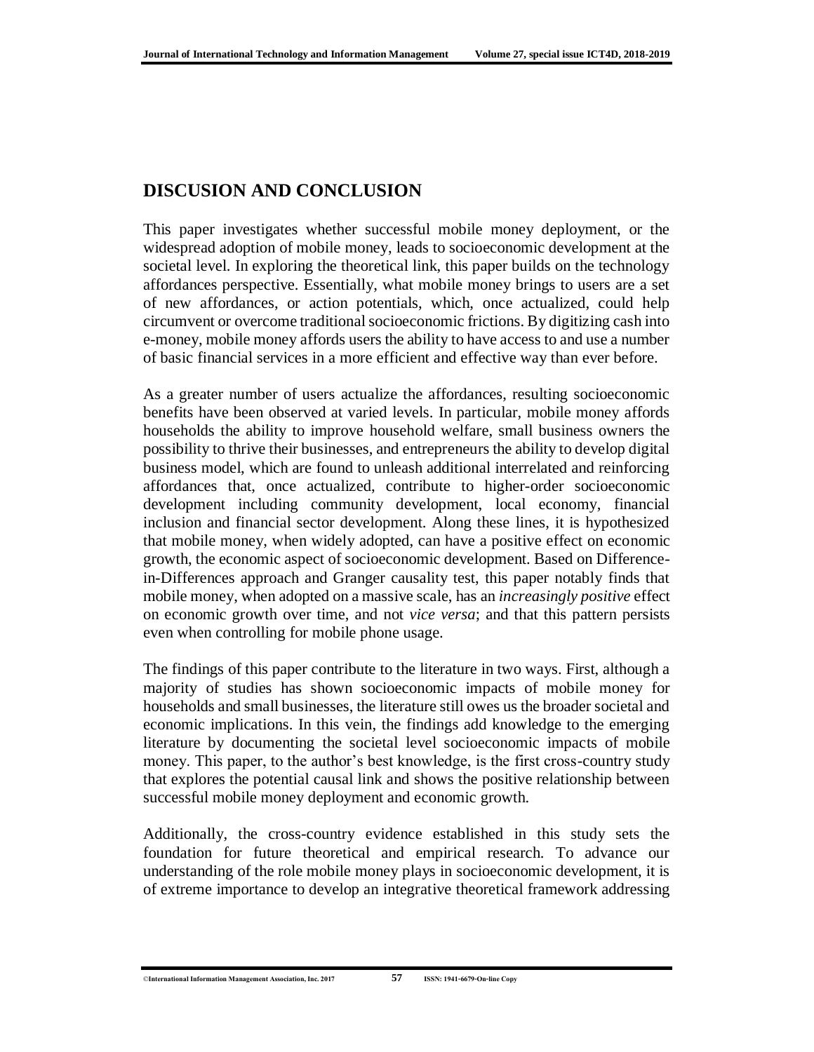## DISCUSION AND CONCLUSION

This paper investigates whether successful mobile money deployment, or the widespread adoption of mobile money, leads to socioeconomic development at the societal level. In exploring the theoretical link, this paper builds on the technology affordances perspective. Essentially, what mobile money brings to users are a set of new affordances, or action potentials, which, once actualized, could help circumvent or overcome traditional socioeconomic frictions. By digitizing cash into e-money, mobile money affords users the ability to have access to and use a number of basic financial services in a more efficient and effective way than ever before.

As a greater number of users actualize the affordances, resulting socioeconomic benefits have been observed at varied levels. In particular, mobile money affords households the ability to improve household welfare, small business owners the possibility to thrive their businesses, and entrepreneurs the ability to develop digital business model, which are found to unleash additional interrelated and reinforcing affordances that, once actualized, contribute to higher-order socioeconomic development including community development, local economy, financial inclusion and financial sector development. Along these lines, it is hypothesized that mobile money, when widely adopted, can have a positive effect on economic growth, the economic aspect of socioeconomic development. Based on Difference-in-Differences approach and Granger causality test, this paper notably finds that mobile money, when adopted on a massive scale, has an *increasingly positive* effect on economic growth over time, and not *vice versa*; and that this pattern persists even when controlling for mobile phone usage.

The findings of this paper contribute to the literature in two ways. First, although a majority of studies has shown socioeconomic impacts of mobile money for households and small businesses, the literature still owes us the broader societal and economic implications. In this vein, the findings add knowledge to the emerging literature by documenting the societal level socioeconomic impacts of mobile money. This paper, to the author's best knowledge, is the first cross-country study that explores the potential causal link and shows the positive relationship between successful mobile money deployment and economic growth.

Additionally, the cross-country evidence established in this study sets the foundation for future theoretical and empirical research. To advance our understanding of the role mobile money plays in socioeconomic development, it is of extreme importance to develop an integrative theoretical framework addressing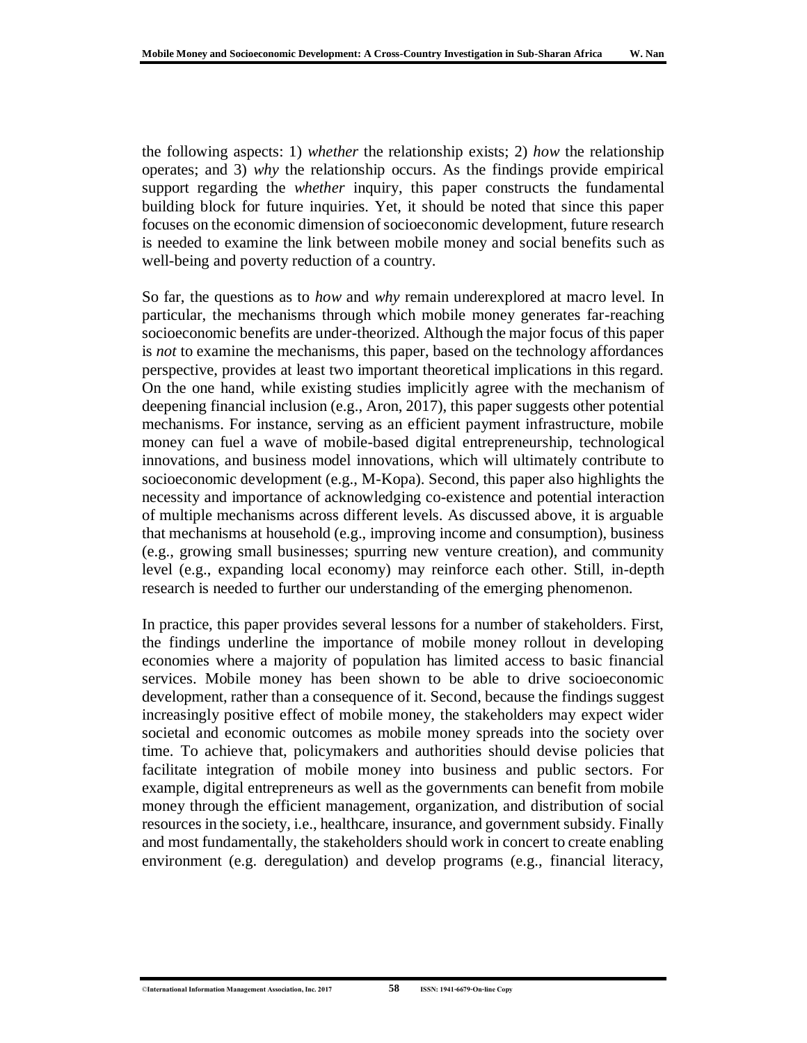the following aspects: 1) *whether* the relationship exists; 2) *how* the relationship operates; and 3) *why* the relationship occurs. As the findings provide empirical support regarding the *whether* inquiry, this paper constructs the fundamental building block for future inquiries. Yet, it should be noted that since this paper focuses on the economic dimension of socioeconomic development, future research is needed to examine the link between mobile money and social benefits such as well-being and poverty reduction of a country.

So far, the questions as to *how* and *why* remain underexplored at macro level. In particular, the mechanisms through which mobile money generates far-reaching socioeconomic benefits are under-theorized. Although the major focus of this paper is *not* to examine the mechanisms, this paper, based on the technology affordances perspective, provides at least two important theoretical implications in this regard. On the one hand, while existing studies implicitly agree with the mechanism of deepening financial inclusion (e.g., Aron, 2017), this paper suggests other potential mechanisms. For instance, serving as an efficient payment infrastructure, mobile money can fuel a wave of mobile-based digital entrepreneurship, technological innovations, and business model innovations, which will ultimately contribute to socioeconomic development (e.g., M-Kopa). Second, this paper also highlights the necessity and importance of acknowledging co-existence and potential interaction of multiple mechanisms across different levels. As discussed above, it is arguable that mechanisms at household (e.g., improving income and consumption), business (e.g., growing small businesses; spurring new venture creation), and community level (e.g., expanding local economy) may reinforce each other. Still, in-depth research is needed to further our understanding of the emerging phenomenon.

In practice, this paper provides several lessons for a number of stakeholders. First, the findings underline the importance of mobile money rollout in developing economies where a majority of population has limited access to basic financial services. Mobile money has been shown to be able to drive socioeconomic development, rather than a consequence of it. Second, because the findings suggest increasingly positive effect of mobile money, the stakeholders may expect wider societal and economic outcomes as mobile money spreads into the society over time. To achieve that, policymakers and authorities should devise policies that facilitate integration of mobile money into business and public sectors. For example, digital entrepreneurs as well as the governments can benefit from mobile money through the efficient management, organization, and distribution of social resources in the society, i.e., healthcare, insurance, and government subsidy. Finally and most fundamentally, the stakeholders should work in concert to create enabling environment (e.g. deregulation) and develop programs (e.g., financial literacy,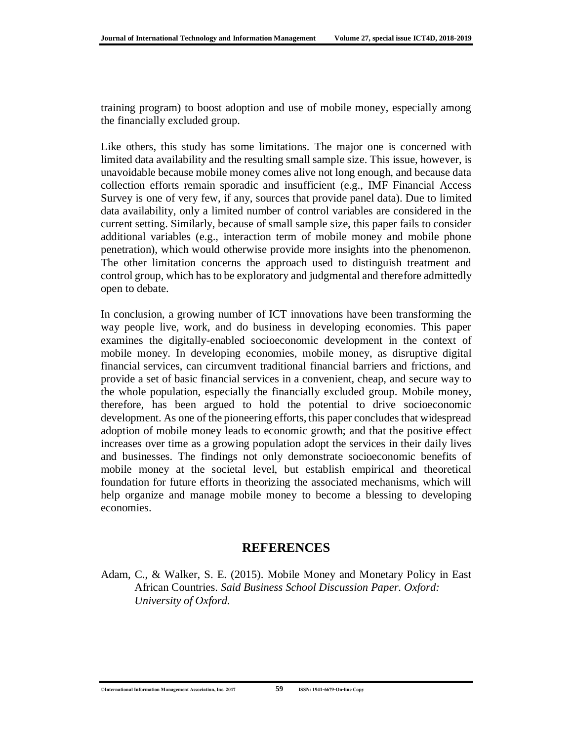training program) to boost adoption and use of mobile money, especially among the financially excluded group.

Like others, this study has some limitations. The major one is concerned with limited data availability and the resulting small sample size. This issue, however, is unavoidable because mobile money comes alive not long enough, and because data collection efforts remain sporadic and insufficient (e.g., IMF Financial Access Survey is one of very few, if any, sources that provide panel data). Due to limited data availability, only a limited number of control variables are considered in the current setting. Similarly, because of small sample size, this paper fails to consider additional variables (e.g., interaction term of mobile money and mobile phone penetration), which would otherwise provide more insights into the phenomenon. The other limitation concerns the approach used to distinguish treatment and control group, which has to be exploratory and judgmental and therefore admittedly open to debate.

In conclusion, a growing number of ICT innovations have been transforming the way people live, work, and do business in developing economies. This paper examines the digitally-enabled socioeconomic development in the context of mobile money. In developing economies, mobile money, as disruptive digital financial services, can circumvent traditional financial barriers and frictions, and provide a set of basic financial services in a convenient, cheap, and secure way to the whole population, especially the financially excluded group. Mobile money, therefore, has been argued to hold the potential to drive socioeconomic development. As one of the pioneering efforts, this paper concludes that widespread adoption of mobile money leads to economic growth; and that the positive effect increases over time as a growing population adopt the services in their daily lives and businesses. The findings not only demonstrate socioeconomic benefits of mobile money at the societal level, but establish empirical and theoretical foundation for future efforts in theorizing the associated mechanisms, which will help organize and manage mobile money to become a blessing to developing economies.

## REFERENCES

Adam, C., & Walker, S. E. (2015). Mobile Money and Monetary Policy in East African Countries. *Said Business School Discussion Paper. Oxford: University of Oxford.*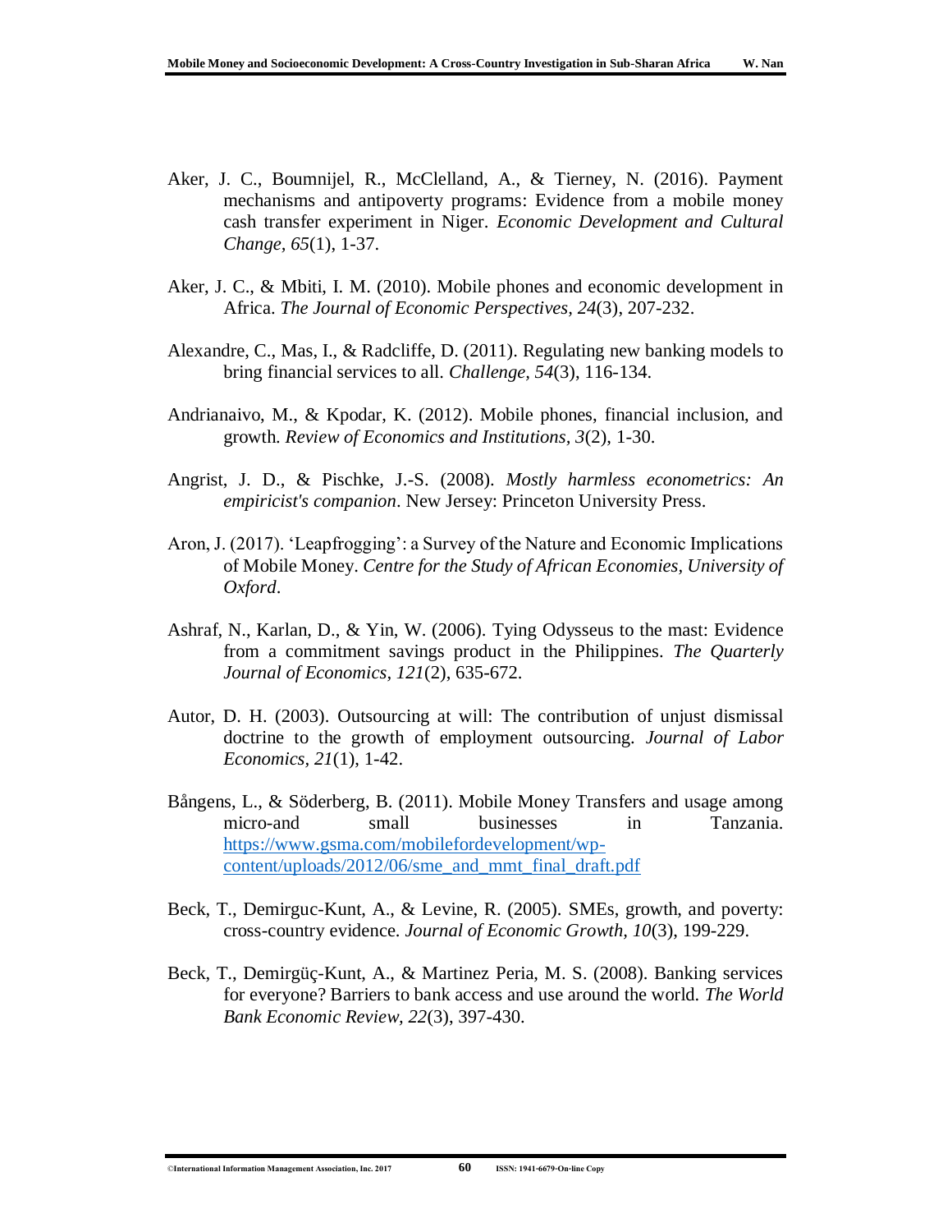Aker, J. C., Boumnijel, R., McClelland, A., & Tierney, N. (2016). Payment mechanisms and antipoverty programs: Evidence from a mobile money cash transfer experiment in Niger. *Economic Development and Cultural Change, 65*(1), 1-37.

Aker, J. C., & Mbiti, I. M. (2010). Mobile phones and economic development in Africa. *The Journal of Economic Perspectives, 24*(3), 207-232.

Alexandre, C., Mas, I., & Radcliffe, D. (2011). Regulating new banking models to bring financial services to all. *Challenge, 54*(3), 116-134.

Andrianaivo, M., & Kpodar, K. (2012). Mobile phones, financial inclusion, and growth. *Review of Economics and Institutions, 3*(2), 1-30.

Angrist, J. D., & Pischke, J.-S. (2008). *Mostly harmless econometrics: An empiricist's companion*. New Jersey: Princeton University Press.

Aron, J. (2017). 'Leapfrogging': a Survey of the Nature and Economic Implications of Mobile Money. *Centre for the Study of African Economies, University of Oxford*.

Ashraf, N., Karlan, D., & Yin, W. (2006). Tying Odysseus to the mast: Evidence from a commitment savings product in the Philippines. *The Quarterly Journal of Economics, 121*(2), 635-672.

Autor, D. H. (2003). Outsourcing at will: The contribution of unjust dismissal doctrine to the growth of employment outsourcing. *Journal of Labor Economics, 21*(1), 1-42.

Bångens, L., & Söderberg, B. (2011). Mobile Money Transfers and usage among micro-and small businesses in Tanzania. https://www.gsma.com/mobilefordevelopment/wp-content/uploads/2012/06/sme_and_mmt_final_draft.pdf

Beck, T., Demirguc-Kunt, A., & Levine, R. (2005). SMEs, growth, and poverty: cross-country evidence. *Journal of Economic Growth, 10*(3), 199-229.

Beck, T., Demirgüç-Kunt, A., & Martinez Peria, M. S. (2008). Banking services for everyone? Barriers to bank access and use around the world. *The World Bank Economic Review, 22*(3), 397-430.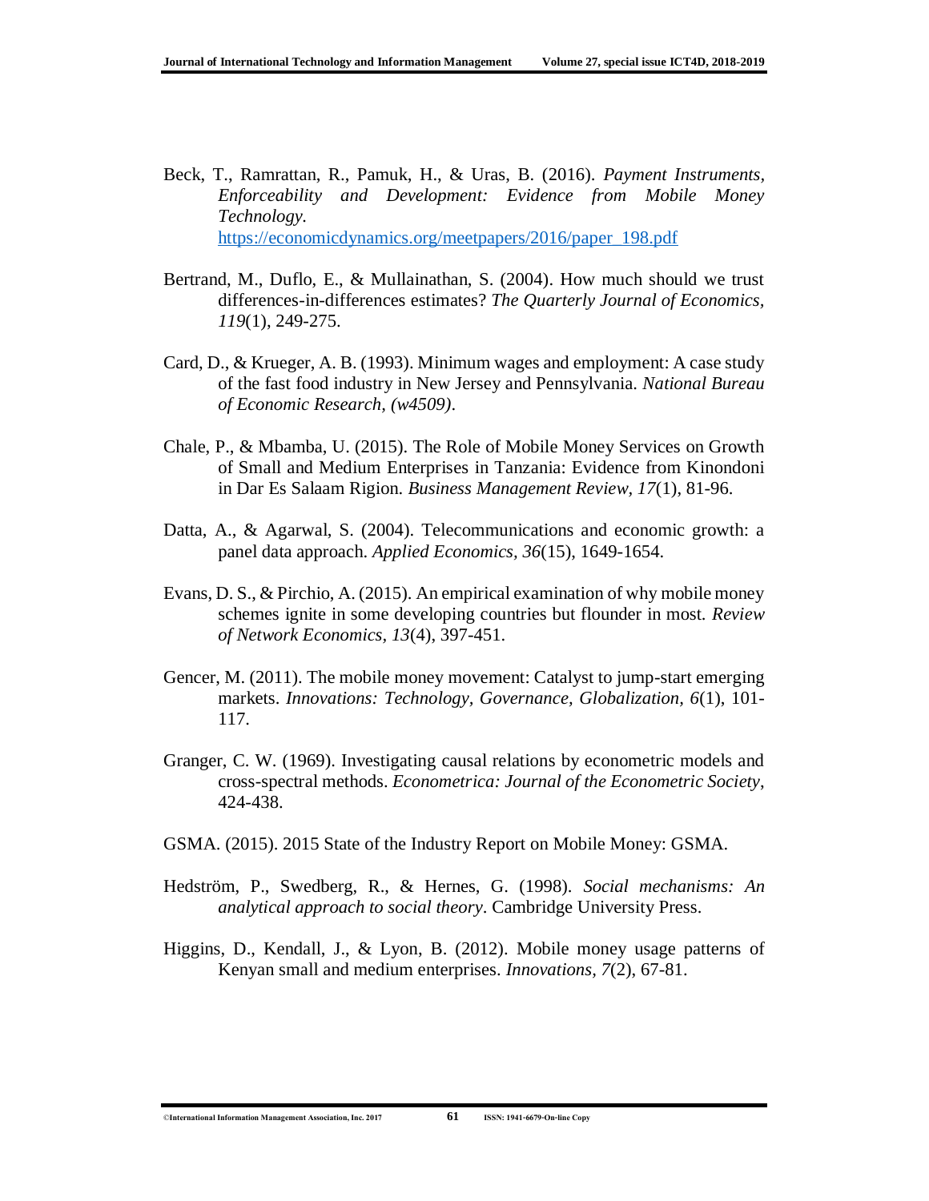Beck, T., Ramrattan, R., Pamuk, H., & Uras, B. (2016). *Payment Instruments, Enforceability and Development: Evidence from Mobile Money Technology.* https://economicdynamics.org/meetpapers/2016/paper_198.pdf

Bertrand, M., Duflo, E., & Mullainathan, S. (2004). How much should we trust differences-in-differences estimates? *The Quarterly Journal of Economics, 119*(1), 249-275.

Card, D., & Krueger, A. B. (1993). Minimum wages and employment: A case study of the fast food industry in New Jersey and Pennsylvania. *National Bureau of Economic Research, (w4509)*.

Chale, P., & Mbamba, U. (2015). The Role of Mobile Money Services on Growth of Small and Medium Enterprises in Tanzania: Evidence from Kinondoni in Dar Es Salaam Rigion. *Business Management Review, 17*(1), 81-96.

Datta, A., & Agarwal, S. (2004). Telecommunications and economic growth: a panel data approach. *Applied Economics, 36*(15), 1649-1654.

Evans, D. S., & Pirchio, A. (2015). An empirical examination of why mobile money schemes ignite in some developing countries but flounder in most. *Review of Network Economics, 13*(4), 397-451.

Gencer, M. (2011). The mobile money movement: Catalyst to jump-start emerging markets. *Innovations: Technology, Governance, Globalization, 6*(1), 101-117.

Granger, C. W. (1969). Investigating causal relations by econometric models and cross-spectral methods. *Econometrica: Journal of the Econometric Society*, 424-438.

GSMA. (2015). 2015 State of the Industry Report on Mobile Money: GSMA.

Hedström, P., Swedberg, R., & Hernes, G. (1998). *Social mechanisms: An analytical approach to social theory*. Cambridge University Press.

Higgins, D., Kendall, J., & Lyon, B. (2012). Mobile money usage patterns of Kenyan small and medium enterprises. *Innovations, 7*(2), 67-81.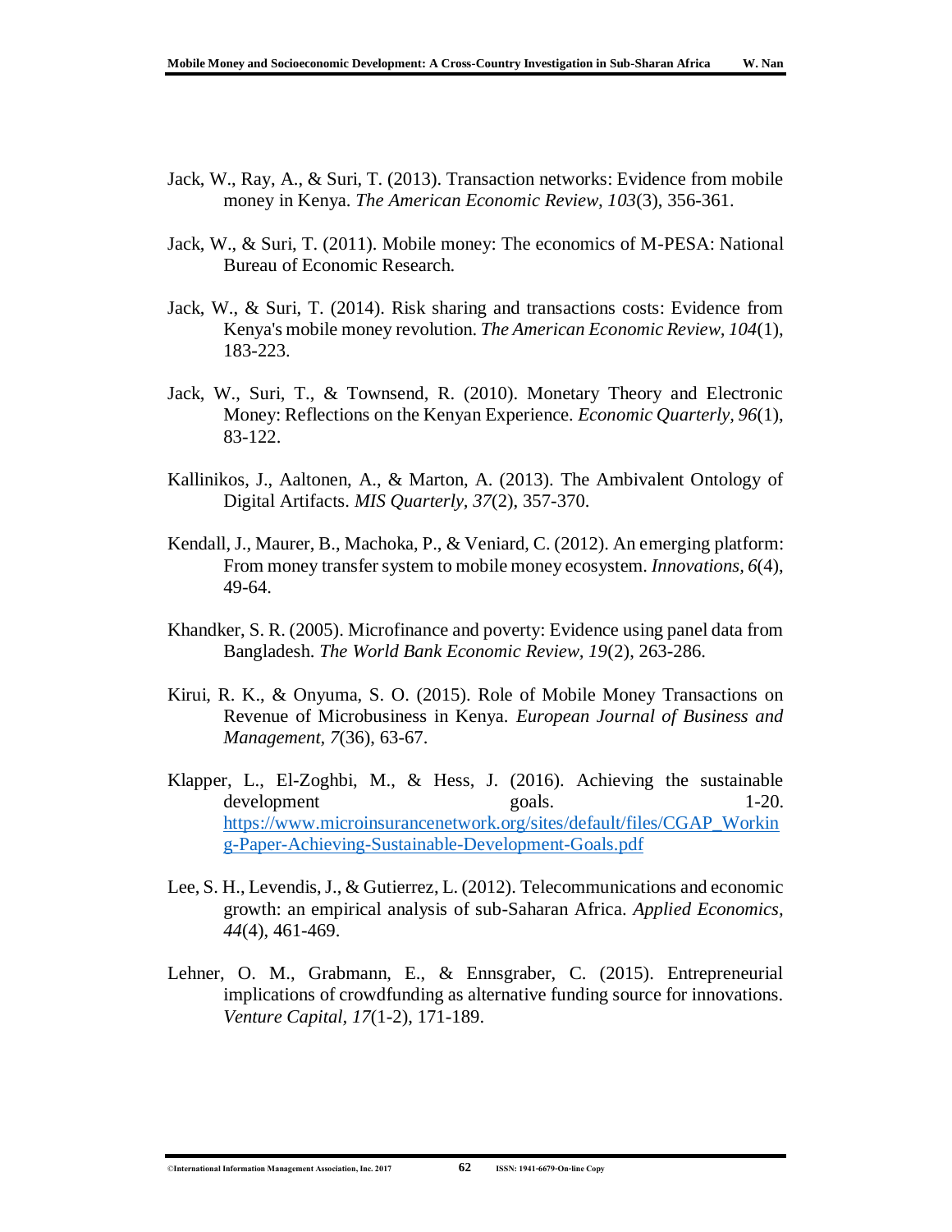Jack, W., Ray, A., & Suri, T. (2013). Transaction networks: Evidence from mobile money in Kenya. *The American Economic Review, 103*(3), 356-361.

Jack, W., & Suri, T. (2011). Mobile money: The economics of M-PESA: National Bureau of Economic Research.

Jack, W., & Suri, T. (2014). Risk sharing and transactions costs: Evidence from Kenya's mobile money revolution. *The American Economic Review, 104*(1), 183-223.

Jack, W., Suri, T., & Townsend, R. (2010). Monetary Theory and Electronic Money: Reflections on the Kenyan Experience. *Economic Quarterly, 96*(1), 83-122.

Kallinikos, J., Aaltonen, A., & Marton, A. (2013). The Ambivalent Ontology of Digital Artifacts. *MIS Quarterly, 37*(2), 357-370.

Kendall, J., Maurer, B., Machoka, P., & Veniard, C. (2012). An emerging platform: From money transfer system to mobile money ecosystem. *Innovations, 6*(4), 49-64.

Khandker, S. R. (2005). Microfinance and poverty: Evidence using panel data from Bangladesh. *The World Bank Economic Review, 19*(2), 263-286.

Kirui, R. K., & Onyuma, S. O. (2015). Role of Mobile Money Transactions on Revenue of Microbusiness in Kenya. *European Journal of Business and Management, 7*(36), 63-67.

Klapper, L., El-Zoghbi, M., & Hess, J. (2016). Achieving the sustainable development goals. 1-20. https://www.microinsurancenetwork.org/sites/default/files/CGAP_Working-Paper-Achieving-Sustainable-Development-Goals.pdf

Lee, S. H., Levendis, J., & Gutierrez, L. (2012). Telecommunications and economic growth: an empirical analysis of sub-Saharan Africa. *Applied Economics, 44*(4), 461-469.

Lehner, O. M., Grabmann, E., & Ennsgraber, C. (2015). Entrepreneurial implications of crowdfunding as alternative funding source for innovations. *Venture Capital, 17*(1-2), 171-189.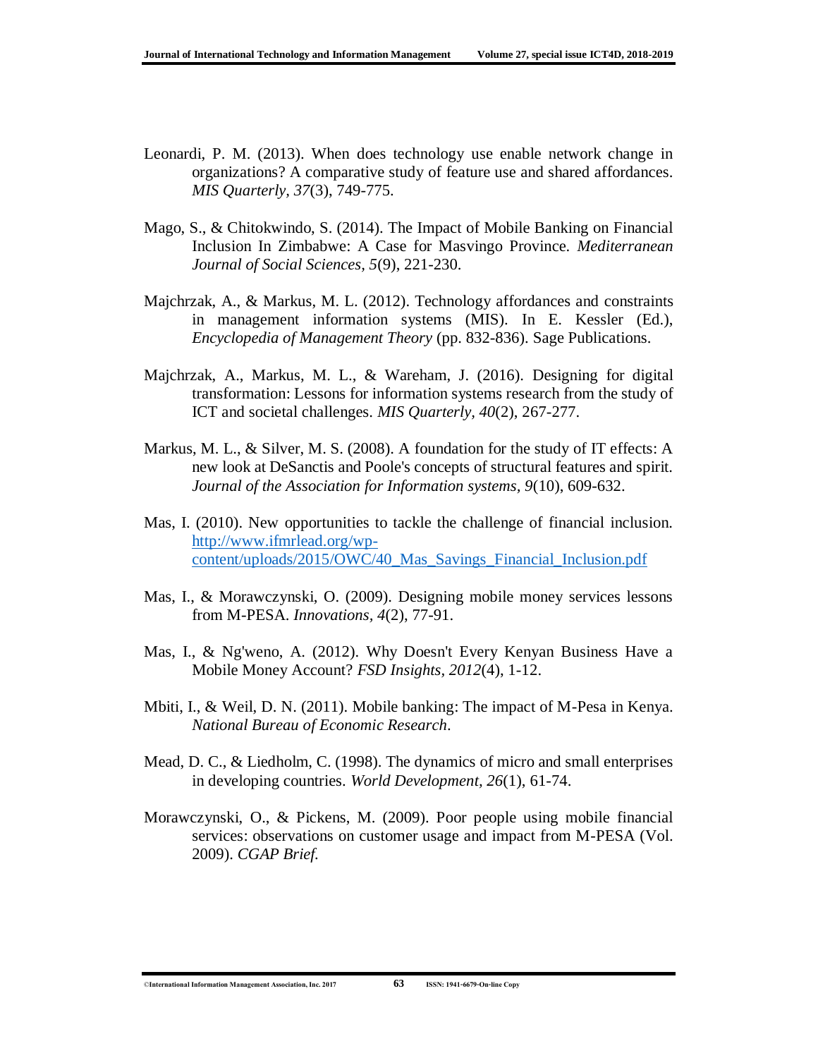Leonardi, P. M. (2013). When does technology use enable network change in organizations? A comparative study of feature use and shared affordances. *MIS Quarterly*, *37*(3), 749-775.

Mago, S., & Chitokwindo, S. (2014). The Impact of Mobile Banking on Financial Inclusion In Zimbabwe: A Case for Masvingo Province. *Mediterranean Journal of Social Sciences*, *5*(9), 221-230.

Majchrzak, A., & Markus, M. L. (2012). Technology affordances and constraints in management information systems (MIS). In E. Kessler (Ed.), *Encyclopedia of Management Theory* (pp. 832-836). Sage Publications.

Majchrzak, A., Markus, M. L., & Wareham, J. (2016). Designing for digital transformation: Lessons for information systems research from the study of ICT and societal challenges. *MIS Quarterly*, *40*(2), 267-277.

Markus, M. L., & Silver, M. S. (2008). A foundation for the study of IT effects: A new look at DeSanctis and Poole's concepts of structural features and spirit. *Journal of the Association for Information systems*, *9*(10), 609-632.

Mas, I. (2010). New opportunities to tackle the challenge of financial inclusion. http://www.ifmrlead.org/wp-content/uploads/2015/OWC/40_Mas_Savings_Financial_Inclusion.pdf

Mas, I., & Morawczynski, O. (2009). Designing mobile money services lessons from M-PESA. *Innovations*, *4*(2), 77-91.

Mas, I., & Ng'weno, A. (2012). Why Doesn't Every Kenyan Business Have a Mobile Money Account? *FSD Insights*, *2012*(4), 1-12.

Mbiti, I., & Weil, D. N. (2011). Mobile banking: The impact of M-Pesa in Kenya. *National Bureau of Economic Research*.

Mead, D. C., & Liedholm, C. (1998). The dynamics of micro and small enterprises in developing countries. *World Development*, *26*(1), 61-74.

Morawczynski, O., & Pickens, M. (2009). Poor people using mobile financial services: observations on customer usage and impact from M-PESA (Vol. 2009). *CGAP Brief*.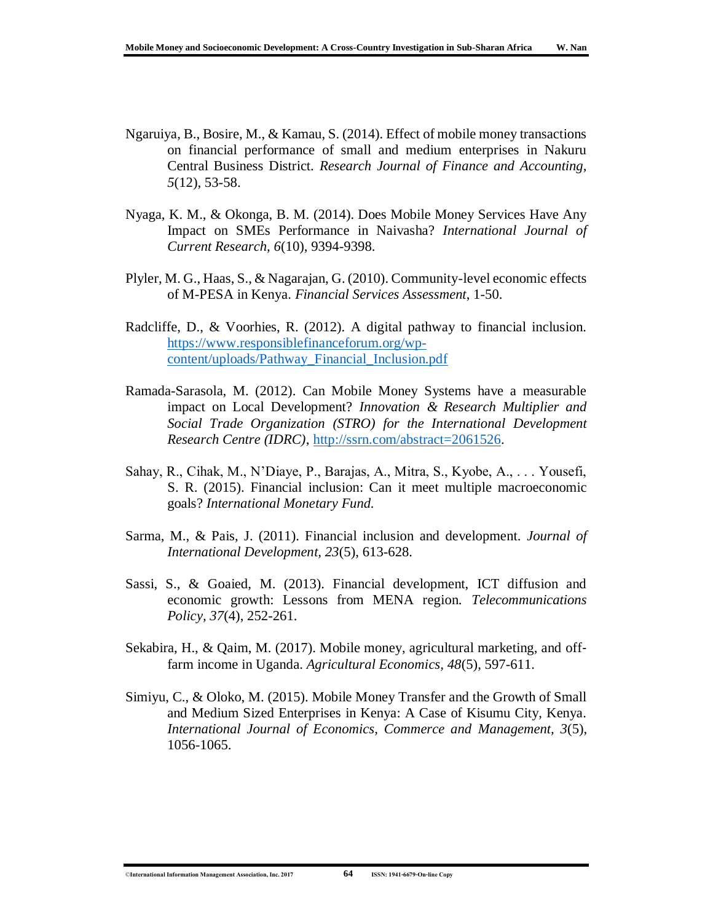Ngaruiya, B., Bosire, M., & Kamau, S. (2014). Effect of mobile money transactions on financial performance of small and medium enterprises in Nakuru Central Business District. *Research Journal of Finance and Accounting, 5*(12), 53-58.

Nyaga, K. M., & Okonga, B. M. (2014). Does Mobile Money Services Have Any Impact on SMEs Performance in Naivasha? *International Journal of Current Research, 6*(10), 9394-9398.

Plyler, M. G., Haas, S., & Nagarajan, G. (2010). Community-level economic effects of M-PESA in Kenya. *Financial Services Assessment*, 1-50.

Radcliffe, D., & Voorhies, R. (2012). A digital pathway to financial inclusion. https://www.responsiblefinanceforum.org/wp-content/uploads/Pathway_Financial_Inclusion.pdf

Ramada-Sarasola, M. (2012). Can Mobile Money Systems have a measurable impact on Local Development? *Innovation & Research Multiplier and Social Trade Organization (STRO) for the International Development Research Centre (IDRC)*, http://ssrn.com/abstract=2061526.

Sahay, R., Cihak, M., N'Diaye, P., Barajas, A., Mitra, S., Kyobe, A., . . . Yousefi, S. R. (2015). Financial inclusion: Can it meet multiple macroeconomic goals? *International Monetary Fund.*

Sarma, M., & Pais, J. (2011). Financial inclusion and development. *Journal of International Development, 23*(5), 613-628.

Sassi, S., & Goaied, M. (2013). Financial development, ICT diffusion and economic growth: Lessons from MENA region. *Telecommunications Policy, 37*(4), 252-261.

Sekabira, H., & Qaim, M. (2017). Mobile money, agricultural marketing, and off-farm income in Uganda. *Agricultural Economics, 48*(5), 597-611.

Simiyu, C., & Oloko, M. (2015). Mobile Money Transfer and the Growth of Small and Medium Sized Enterprises in Kenya: A Case of Kisumu City, Kenya. *International Journal of Economics, Commerce and Management, 3*(5), 1056-1065.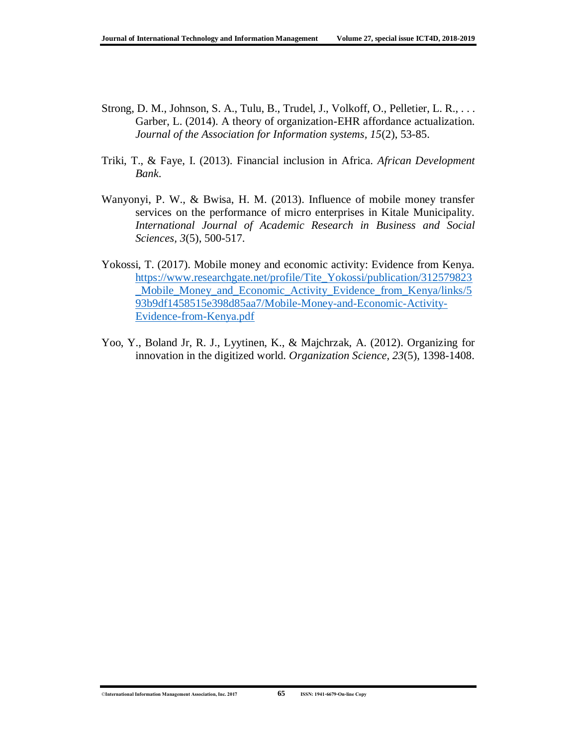Strong, D. M., Johnson, S. A., Tulu, B., Trudel, J., Volkoff, O., Pelletier, L. R., . . . Garber, L. (2014). A theory of organization-EHR affordance actualization. *Journal of the Association for Information systems*, *15*(2), 53-85.

Triki, T., & Faye, I. (2013). Financial inclusion in Africa. *African Development Bank*.

Wanyonyi, P. W., & Bwisa, H. M. (2013). Influence of mobile money transfer services on the performance of micro enterprises in Kitale Municipality. *International Journal of Academic Research in Business and Social Sciences*, *3*(5), 500-517.

Yokossi, T. (2017). Mobile money and economic activity: Evidence from Kenya. https://www.researchgate.net/profile/Tite_Yokossi/publication/312579823_Mobile_Money_and_Economic_Activity_Evidence_from_Kenya/links/593b9df1458515e398d85aa7/Mobile-Money-and-Economic-Activity-Evidence-from-Kenya.pdf

Yoo, Y., Boland Jr, R. J., Lyytinen, K., & Majchrzak, A. (2012). Organizing for innovation in the digitized world. *Organization Science*, *23*(5), 1398-1408.